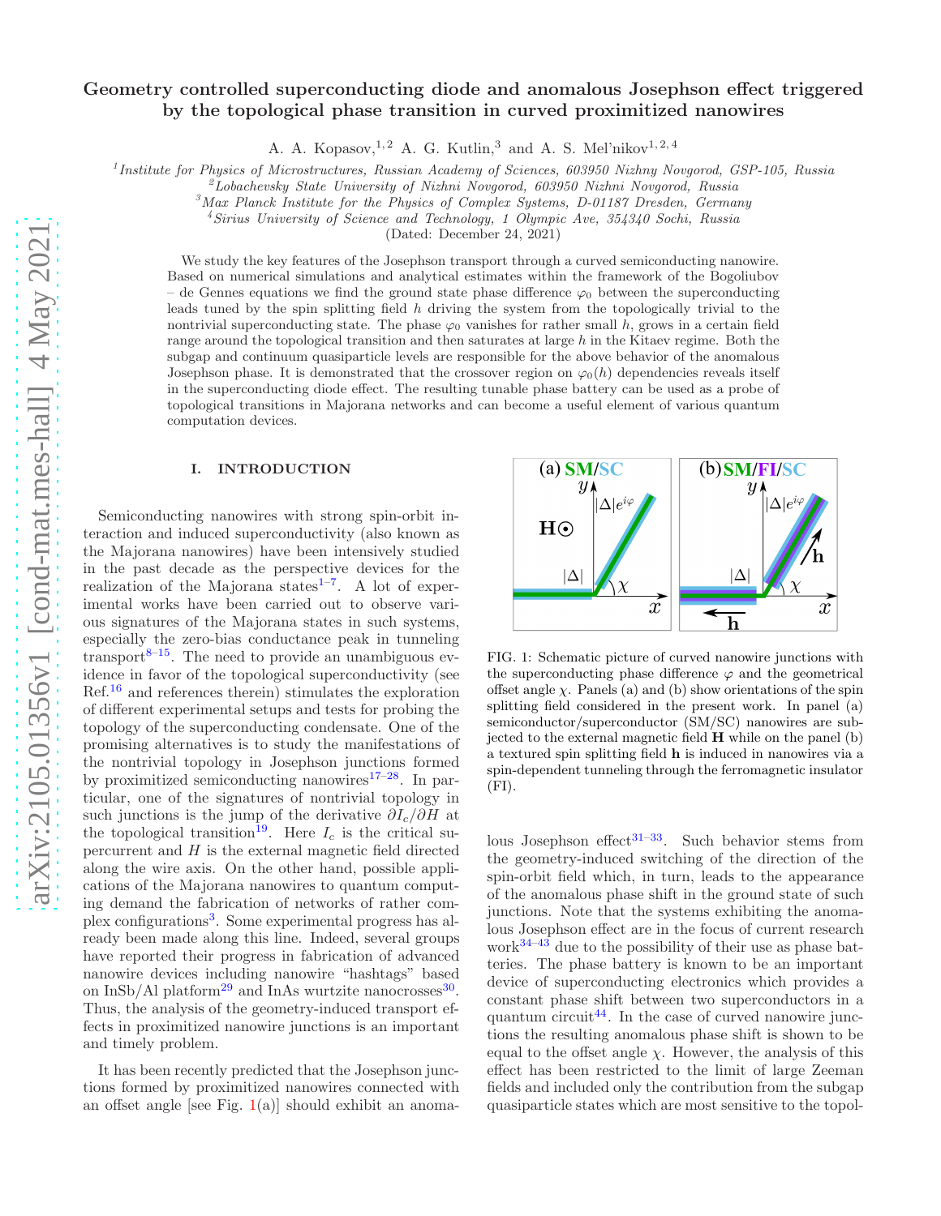# Geometry controlled superconducting diode and anomalous Josephson effect triggered by the topological phase transition in curved proximitized nanowires

A. A. Kopasov,[1,2] A. G. Kutlin,[3] and A. S. Mel'nikov[1,2,4]

[1] *Institute for Physics of Microstructures, Russian Academy of Sciences, 603950 Nizhny Novgorod, GSP-105, Russia*
[2] *Lobachevsky State University of Nizhni Novgorod, 603950 Nizhni Novgorod, Russia*
[3] *Max Planck Institute for the Physics of Complex Systems, D-01187 Dresden, Germany*
[4] *Sirius University of Science and Technology, 1 Olympic Ave, 354340 Sochi, Russia*

(Dated: December 24, 2021)

We study the key features of the Josephson transport through a curved semiconducting nanowire. Based on numerical simulations and analytical estimates within the framework of the Bogoliubov – de Gennes equations we find the ground state phase difference $\varphi_0$ between the superconducting leads tuned by the spin splitting field $h$ driving the system from the topologically trivial to the nontrivial superconducting state. The phase $\varphi_0$ vanishes for rather small $h$, grows in a certain field range around the topological transition and then saturates at large $h$ in the Kitaev regime. Both the subgap and continuum quasiparticle levels are responsible for the above behavior of the anomalous Josephson phase. It is demonstrated that the crossover region on $\varphi_0(h)$ dependencies reveals itself in the superconducting diode effect. The resulting tunable phase battery can be used as a probe of topological transitions in Majorana networks and can become a useful element of various quantum computation devices.

## I. INTRODUCTION

Semiconducting nanowires with strong spin-orbit interaction and induced superconductivity (also known as the Majorana nanowires) have been intensively studied in the past decade as the perspective devices for the realization of the Majorana states[1–7]. A lot of experimental works have been carried out to observe various signatures of the Majorana states in such systems, especially the zero-bias conductance peak in tunneling transport[8–15]. The need to provide an unambiguous evidence in favor of the topological superconductivity (see Ref.[16] and references therein) stimulates the exploration of different experimental setups and tests for probing the topology of the superconducting condensate. One of the promising alternatives is to study the manifestations of the nontrivial topology in Josephson junctions formed by proximitized semiconducting nanowires[17–28]. In particular, one of the signatures of nontrivial topology in such junctions is the jump of the derivative $\partial I_c/\partial H$ at the topological transition[19]. Here $I_c$ is the critical supercurrent and $H$ is the external magnetic field directed along the wire axis. On the other hand, possible applications of the Majorana nanowires to quantum computing demand the fabrication of networks of rather complex configurations[3]. Some experimental progress has already been made along this line. Indeed, several groups have reported their progress in fabrication of advanced nanowire devices including nanowire "hashtags" based on InSb/Al platform[29] and InAs wurtzite nanocrosses[30]. Thus, the analysis of the geometry-induced transport effects in proximitized nanowire junctions is an important and timely problem.

It has been recently predicted that the Josephson junctions formed by proximitized nanowires connected with an offset angle [see Fig. 1(a)] should exhibit an anomalous Josephson effect[31–33]. Such behavior stems from the geometry-induced switching of the direction of the spin-orbit field which, in turn, leads to the appearance of the anomalous phase shift in the ground state of such junctions. Note that the systems exhibiting the anomalous Josephson effect are in the focus of current research work[34–43] due to the possibility of their use as phase batteries. The phase battery is known to be an important device of superconducting electronics which provides a constant phase shift between two superconductors in a quantum circuit[44]. In the case of curved nanowire junctions the resulting anomalous phase shift is shown to be equal to the offset angle $\chi$. However, the analysis of this effect has been restricted to the limit of large Zeeman fields and included only the contribution from the subgap quasiparticle states which are most sensitive to the topol-

FIG. 1: Schematic picture of curved nanowire junctions with the superconducting phase difference $\varphi$ and the geometrical offset angle $\chi$. Panels (a) and (b) show orientations of the spin splitting field considered in the present work. In panel (a) semiconductor/superconductor (SM/SC) nanowires are subjected to the external magnetic field $\mathbf{H}$ while on the panel (b) a textured spin splitting field $\mathbf{h}$ is induced in nanowires via a spin-dependent tunneling through the ferromagnetic insulator (FI).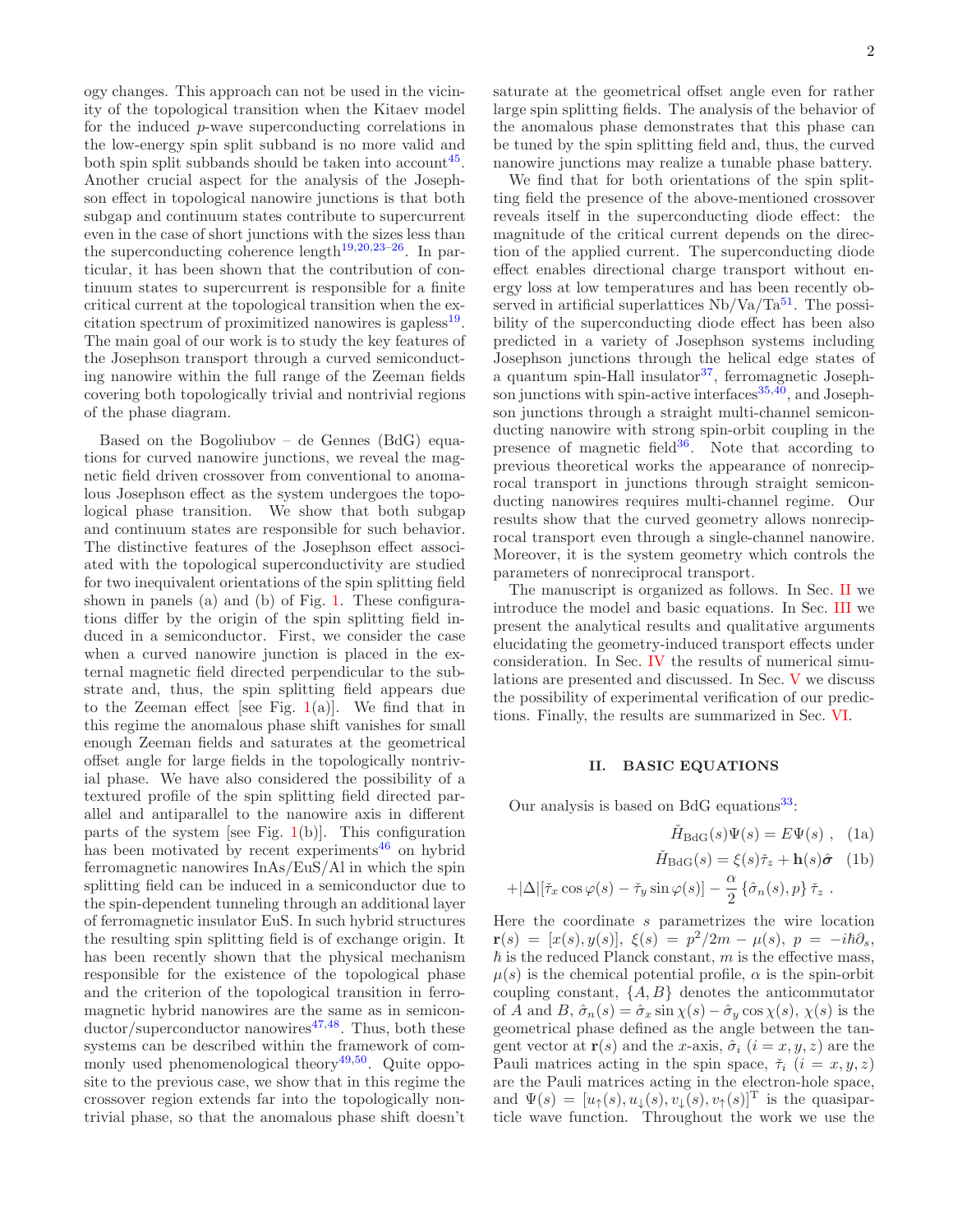ogy changes. This approach can not be used in the vicinity of the topological transition when the Kitaev model for the induced $p$-wave superconducting correlations in the low-energy spin split subband is no more valid and both spin split subbands should be taken into account[45]. Another crucial aspect for the analysis of the Josephson effect in topological nanowire junctions is that both subgap and continuum states contribute to supercurrent even in the case of short junctions with the sizes less than the superconducting coherence length[19,20,23–26]. In particular, it has been shown that the contribution of continuum states to supercurrent is responsible for a finite critical current at the topological transition when the excitation spectrum of proximitized nanowires is gapless[19]. The main goal of our work is to study the key features of the Josephson transport through a curved semiconducting nanowire within the full range of the Zeeman fields covering both topologically trivial and nontrivial regions of the phase diagram.

Based on the Bogoliubov – de Gennes (BdG) equations for curved nanowire junctions, we reveal the magnetic field driven crossover from conventional to anomalous Josephson effect as the system undergoes the topological phase transition. We show that both subgap and continuum states are responsible for such behavior. The distinctive features of the Josephson effect associated with the topological superconductivity are studied for two inequivalent orientations of the spin splitting field shown in panels (a) and (b) of Fig. 1. These configurations differ by the origin of the spin splitting field induced in a semiconductor. First, we consider the case when a curved nanowire junction is placed in the external magnetic field directed perpendicular to the substrate and, thus, the spin splitting field appears due to the Zeeman effect [see Fig. 1(a)]. We find that in this regime the anomalous phase shift vanishes for small enough Zeeman fields and saturates at the geometrical offset angle for large fields in the topologically nontrivial phase. We have also considered the possibility of a textured profile of the spin splitting field directed parallel and antiparallel to the nanowire axis in different parts of the system [see Fig. 1(b)]. This configuration has been motivated by recent experiments[46] on hybrid ferromagnetic nanowires InAs/EuS/Al in which the spin splitting field can be induced in a semiconductor due to the spin-dependent tunneling through an additional layer of ferromagnetic insulator EuS. In such hybrid structures the resulting spin splitting field is of exchange origin. It has been recently shown that the physical mechanism responsible for the existence of the topological phase and the criterion of the topological transition in ferromagnetic hybrid nanowires are the same as in semiconductor/superconductor nanowires[47,48]. Thus, both these systems can be described within the framework of commonly used phenomenological theory[49,50]. Quite opposite to the previous case, we show that in this regime the crossover region extends far into the topologically nontrivial phase, so that the anomalous phase shift doesn't saturate at the geometrical offset angle even for rather large spin splitting fields. The analysis of the behavior of the anomalous phase demonstrates that this phase can be tuned by the spin splitting field and, thus, the curved nanowire junctions may realize a tunable phase battery.

We find that for both orientations of the spin splitting field the presence of the above-mentioned crossover reveals itself in the superconducting diode effect: the magnitude of the critical current depends on the direction of the applied current. The superconducting diode effect enables directional charge transport without energy loss at low temperatures and has been recently observed in artificial superlattices Nb/Va/Ta[51]. The possibility of the superconducting diode effect has been also predicted in a variety of Josephson systems including Josephson junctions through the helical edge states of a quantum spin-Hall insulator[37], ferromagnetic Josephson junctions with spin-active interfaces[35,40], and Josephson junctions through a straight multi-channel semiconducting nanowire with strong spin-orbit coupling in the presence of magnetic field[36]. Note that according to previous theoretical works the appearance of nonreciprocal transport in junctions through straight semiconducting nanowires requires multi-channel regime. Our results show that the curved geometry allows nonreciprocal transport even through a single-channel nanowire. Moreover, it is the system geometry which controls the parameters of nonreciprocal transport.

The manuscript is organized as follows. In Sec. II we introduce the model and basic equations. In Sec. III we present the analytical results and qualitative arguments elucidating the geometry-induced transport effects under consideration. In Sec. IV the results of numerical simulations are presented and discussed. In Sec. V we discuss the possibility of experimental verification of our predictions. Finally, the results are summarized in Sec. VI.

## II. BASIC EQUATIONS

Our analysis is based on BdG equations[33]:

$$\check{H}_{\rm BdG}(s)\Psi(s) = E\Psi(s) \ , \quad (1a)$$

$$\check{H}_{\rm BdG}(s) = \xi(s)\check{\tau}_z + \mathbf{h}(s)\hat{\boldsymbol{\sigma}} \quad (1b)$$

$$+|\Delta|[\check{\tau}_x\cos\varphi(s) - \check{\tau}_y\sin\varphi(s)] - \frac{\alpha}{2}\left\{\hat{\sigma}_n(s), p\right\}\check{\tau}_z \ .$$

Here the coordinate $s$ parametrizes the wire location $\mathbf{r}(s) = [x(s), y(s)]$, $\xi(s) = p^2/2m - \mu(s)$, $p = -i\hbar\partial_s$, $\hbar$ is the reduced Planck constant, $m$ is the effective mass, $\mu(s)$ is the chemical potential profile, $\alpha$ is the spin-orbit coupling constant, $\{A, B\}$ denotes the anticommutator of $A$ and $B$, $\hat{\sigma}_n(s) = \hat{\sigma}_x\sin\chi(s) - \hat{\sigma}_y\cos\chi(s)$, $\chi(s)$ is the geometrical phase defined as the angle between the tangent vector at $\mathbf{r}(s)$ and the $x$-axis, $\hat{\sigma}_i$ $(i = x, y, z)$ are the Pauli matrices acting in the spin space, $\check{\tau}_i$ $(i = x, y, z)$ are the Pauli matrices acting in the electron-hole space, and $\Psi(s) = [u_\uparrow(s), u_\downarrow(s), v_\downarrow(s), v_\uparrow(s)]^{\rm T}$ is the quasiparticle wave function. Throughout the work we use the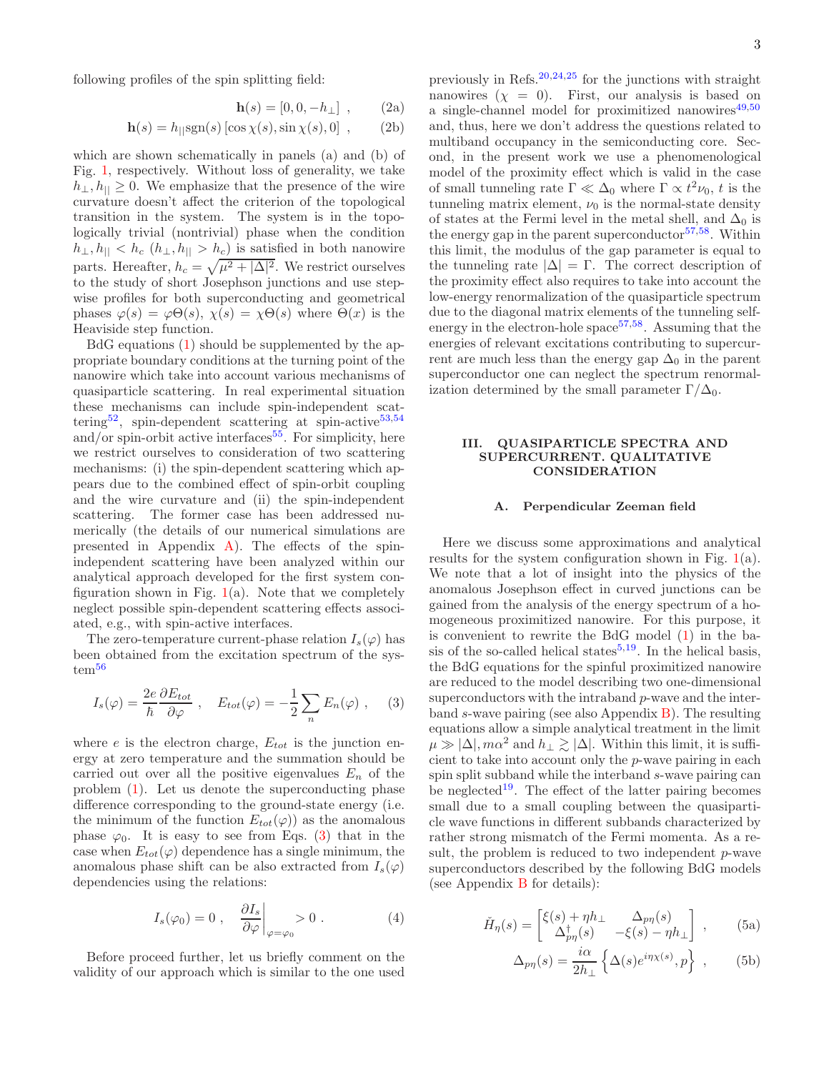following profiles of the spin splitting field:

$$\mathbf{h}(s) = [0, 0, -h_\perp] \ , \qquad (2a)$$

$$\mathbf{h}(s) = h_{||}\mathrm{sgn}(s)\left[\cos\chi(s), \sin\chi(s), 0\right] \ , \qquad (2b)$$

which are shown schematically in panels (a) and (b) of Fig. 1, respectively. Without loss of generality, we take $h_\perp, h_{||} \geq 0$. We emphasize that the presence of the wire curvature doesn't affect the criterion of the topological transition in the system. The system is in the topologically trivial (nontrivial) phase when the condition $h_\perp, h_{||} < h_c$ ($h_\perp, h_{||} > h_c$) is satisfied in both nanowire parts. Hereafter, $h_c = \sqrt{\mu^2 + |\Delta|^2}$. We restrict ourselves to the study of short Josephson junctions and use stepwise profiles for both superconducting and geometrical phases $\varphi(s) = \varphi\Theta(s)$, $\chi(s) = \chi\Theta(s)$ where $\Theta(x)$ is the Heaviside step function.

BdG equations (1) should be supplemented by the appropriate boundary conditions at the turning point of the nanowire which take into account various mechanisms of quasiparticle scattering. In real experimental situation these mechanisms can include spin-independent scattering[52], spin-dependent scattering at spin-active[53,54] and/or spin-orbit active interfaces[55]. For simplicity, here we restrict ourselves to consideration of two scattering mechanisms: (i) the spin-dependent scattering which appears due to the combined effect of spin-orbit coupling and the wire curvature and (ii) the spin-independent scattering. The former case has been addressed numerically (the details of our numerical simulations are presented in Appendix A). The effects of the spin-independent scattering have been analyzed within our analytical approach developed for the first system configuration shown in Fig. 1(a). Note that we completely neglect possible spin-dependent scattering effects associated, e.g., with spin-active interfaces.

The zero-temperature current-phase relation $I_s(\varphi)$ has been obtained from the excitation spectrum of the system[56]

$$I_s(\varphi) = \frac{2e}{\hbar}\frac{\partial E_{tot}}{\partial \varphi} \ , \quad E_{tot}(\varphi) = -\frac{1}{2}\sum_n E_n(\varphi) \ , \qquad (3)$$

where $e$ is the electron charge, $E_{tot}$ is the junction energy at zero temperature and the summation should be carried out over all the positive eigenvalues $E_n$ of the problem (1). Let us denote the superconducting phase difference corresponding to the ground-state energy (i.e. the minimum of the function $E_{tot}(\varphi)$) as the anomalous phase $\varphi_0$. It is easy to see from Eqs. (3) that in the case when $E_{tot}(\varphi)$ dependence has a single minimum, the anomalous phase shift can be also extracted from $I_s(\varphi)$ dependencies using the relations:

$$I_s(\varphi_0) = 0 \ , \quad \left.\frac{\partial I_s}{\partial \varphi}\right|_{\varphi=\varphi_0} > 0 \ . \qquad (4)$$

Before proceed further, let us briefly comment on the validity of our approach which is similar to the one used previously in Refs.[20,24,25] for the junctions with straight nanowires ($\chi = 0$). First, our analysis is based on a single-channel model for proximitized nanowires[49,50] and, thus, here we don't address the questions related to multiband occupancy in the semiconducting core. Second, in the present work we use a phenomenological model of the proximity effect which is valid in the case of small tunneling rate $\Gamma \ll \Delta_0$ where $\Gamma \propto t^2\nu_0$, $t$ is the tunneling matrix element, $\nu_0$ is the normal-state density of states at the Fermi level in the metal shell, and $\Delta_0$ is the energy gap in the parent superconductor[57,58]. Within this limit, the modulus of the gap parameter is equal to the tunneling rate $|\Delta| = \Gamma$. The correct description of the proximity effect also requires to take into account the low-energy renormalization of the quasiparticle spectrum due to the diagonal matrix elements of the tunneling self-energy in the electron-hole space[57,58]. Assuming that the energies of relevant excitations contributing to supercurrent are much less than the energy gap $\Delta_0$ in the parent superconductor one can neglect the spectrum renormalization determined by the small parameter $\Gamma/\Delta_0$.

## III. QUASIPARTICLE SPECTRA AND SUPERCURRENT. QUALITATIVE CONSIDERATION

### A. Perpendicular Zeeman field

Here we discuss some approximations and analytical results for the system configuration shown in Fig. 1(a). We note that a lot of insight into the physics of the anomalous Josephson effect in curved junctions can be gained from the analysis of the energy spectrum of a homogeneous proximitized nanowire. For this purpose, it is convenient to rewrite the BdG model (1) in the basis of the so-called helical states[5,19]. In the helical basis, the BdG equations for the spinful proximitized nanowire are reduced to the model describing two one-dimensional superconductors with the intraband $p$-wave and the interband $s$-wave pairing (see also Appendix B). The resulting equations allow a simple analytical treatment in the limit $\mu \gg |\Delta|, m\alpha^2$ and $h_\perp \gtrsim |\Delta|$. Within this limit, it is sufficient to take into account only the $p$-wave pairing in each spin split subband while the interband $s$-wave pairing can be neglected[19]. The effect of the latter pairing becomes small due to a small coupling between the quasiparticle wave functions in different subbands characterized by rather strong mismatch of the Fermi momenta. As a result, the problem is reduced to two independent $p$-wave superconductors described by the following BdG models (see Appendix B for details):

$$\check{H}_\eta(s) = \begin{bmatrix} \xi(s) + \eta h_\perp & \Delta_{p\eta}(s) \\ \Delta^\dagger_{p\eta}(s) & -\xi(s) - \eta h_\perp \end{bmatrix} \ , \qquad (5a)$$

$$\Delta_{p\eta}(s) = \frac{i\alpha}{2h_\perp}\left\{\Delta(s)e^{i\eta\chi(s)}, p\right\} \ , \qquad (5b)$$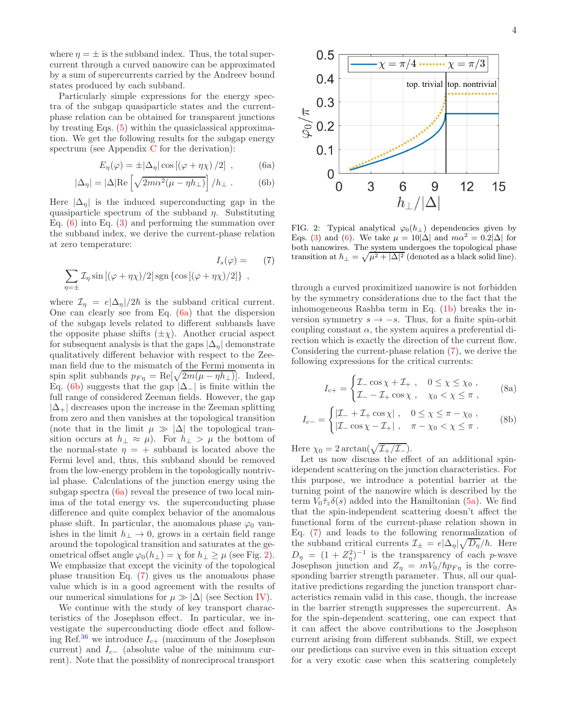where $\eta = \pm$ is the subband index. Thus, the total supercurrent through a curved nanowire can be approximated by a sum of supercurrents carried by the Andreev bound states produced by each subband.

Particularly simple expressions for the energy spectra of the subgap quasiparticle states and the current-phase relation can be obtained for transparent junctions by treating Eqs. (5) within the quasiclassical approximation. We get the following results for the subgap energy spectrum (see Appendix C for the derivation):

$$E_\eta(\varphi) = \pm|\Delta_\eta| \cos\left[(\varphi + \eta\chi)/2\right] \;, \tag{6a}$$

$$|\Delta_\eta| = |\Delta| \mathrm{Re}\left[\sqrt{2m\alpha^2(\mu - \eta h_\perp)}\right]/h_\perp \;. \tag{6b}$$

Here $|\Delta_\eta|$ is the induced superconducting gap in the quasiparticle spectrum of the subband $\eta$. Substituting Eq. (6) into Eq. (3) and performing the summation over the subband index, we derive the current-phase relation at zero temperature:

$$I_s(\varphi) = \sum_{\eta=\pm} \mathcal{I}_\eta \sin\left[(\varphi+\eta\chi)/2\right] \mathrm{sgn}\left\{\cos\left[(\varphi+\eta\chi)/2\right]\right\} \;, \tag{7}$$

where $\mathcal{I}_\eta = e|\Delta_\eta|/2\hbar$ is the subband critical current. One can clearly see from Eq. (6a) that the dispersion of the subgap levels related to different subbands have the opposite phase shifts ($\pm\chi$). Another crucial aspect for subsequent analysis is that the gaps $|\Delta_\eta|$ demonstrate qualitatively different behavior with respect to the Zeeman field due to the mismatch of the Fermi momenta in spin split subbands $p_{F\eta} = \mathrm{Re}[\sqrt{2m(\mu - \eta h_\perp)}]$. Indeed, Eq. (6b) suggests that the gap $|\Delta_-|$ is finite within the full range of considered Zeeman fields. However, the gap $|\Delta_+|$ decreases upon the increase in the Zeeman splitting from zero and then vanishes at the topological transition (note that in the limit $\mu \gg |\Delta|$ the topological transition occurs at $h_\perp \approx \mu$). For $h_\perp > \mu$ the bottom of the normal-state $\eta = +$ subband is located above the Fermi level and, thus, this subband should be removed from the low-energy problem in the topologically nontrivial phase. Calculations of the junction energy using the subgap spectra (6a) reveal the presence of two local minima of the total energy vs. the superconducting phase difference and quite complex behavior of the anomalous phase shift. In particular, the anomalous phase $\varphi_0$ vanishes in the limit $h_\perp \to 0$, grows in a certain field range around the topological transition and saturates at the geometrical offset angle $\varphi_0(h_\perp) = \chi$ for $h_\perp \geq \mu$ (see Fig. 2). We emphasize that except the vicinity of the topological phase transition Eq. (7) gives us the anomalous phase value which is in a good agreement with the results of our numerical simulations for $\mu \gg |\Delta|$ (see Section IV).

We continue with the study of key transport characteristics of the Josephson effect. In particular, we investigate the superconducting diode effect and following Ref.[36] we introduce $I_{c+}$ (maximum of the Josephson current) and $I_{c-}$ (absolute value of the minimum current). Note that the possiblity of nonreciprocal transport

FIG. 2: Typical analytical $\varphi_0(h_\perp)$ dependencies given by Eqs. (3) and (6). We take $\mu = 10|\Delta|$ and $m\alpha^2 = 0.2|\Delta|$ for both nanowires. The system undergoes the topological phase transition at $h_\perp = \sqrt{\mu^2 + |\Delta|^2}$ (denoted as a black solid line).

through a curved proximitized nanowire is not forbidden by the symmetry considerations due to the fact that the inhomogeneous Rashba term in Eq. (1b) breaks the inversion symmetry $s \to -s$. Thus, for a finite spin-orbit coupling constant $\alpha$, the system aquires a preferential direction which is exactly the direction of the current flow. Considering the current-phase relation (7), we derive the following expressions for the critical currents:

$$I_{c+} = \begin{cases} \mathcal{I}_- \cos\chi + \mathcal{I}_+ \;, & 0 \leq \chi \leq \chi_0 \;, \\ \mathcal{I}_- - \mathcal{I}_+ \cos\chi \;, & \chi_0 < \chi \leq \pi \;, \end{cases} \tag{8a}$$

$$I_{c-} = \begin{cases} |\mathcal{I}_- + \mathcal{I}_+ \cos\chi| \;, & 0 \leq \chi \leq \pi - \chi_0 \;, \\ |\mathcal{I}_- \cos\chi - \mathcal{I}_+| \;, & \pi - \chi_0 < \chi \leq \pi \;. \end{cases} \tag{8b}$$

Here $\chi_0 = 2\arctan(\sqrt{\mathcal{I}_+/\mathcal{I}_-})$.

Let us now discuss the effect of an additional spin-independent scattering on the junction characteristics. For this purpose, we introduce a potential barrier at the turning point of the nanowire which is described by the term $V_0\tilde{\tau}_z\delta(s)$ added into the Hamiltonian (5a). We find that the spin-independent scattering doesn't affect the functional form of the current-phase relation shown in Eq. (7) and leads to the following renormalization of the subband critical currents $\mathcal{I}_\pm = e|\Delta_\eta|\sqrt{D_\eta}/\hbar$. Here $D_\eta = (1 + Z_\eta^2)^{-1}$ is the transparency of each $p$-wave Josephson junction and $Z_\eta = mV_0/\hbar p_{F\eta}$ is the corresponding barrier strength parameter. Thus, all our qualitative predictions regarding the junction transport characteristics remain valid in this case, though, the increase in the barrier strength suppresses the supercurrent. As for the spin-dependent scattering, one can expect that it can affect the above contributions to the Josephson current arising from different subbands. Still, we expect our predictions can survive even in this situation except for a very exotic case when this scattering completely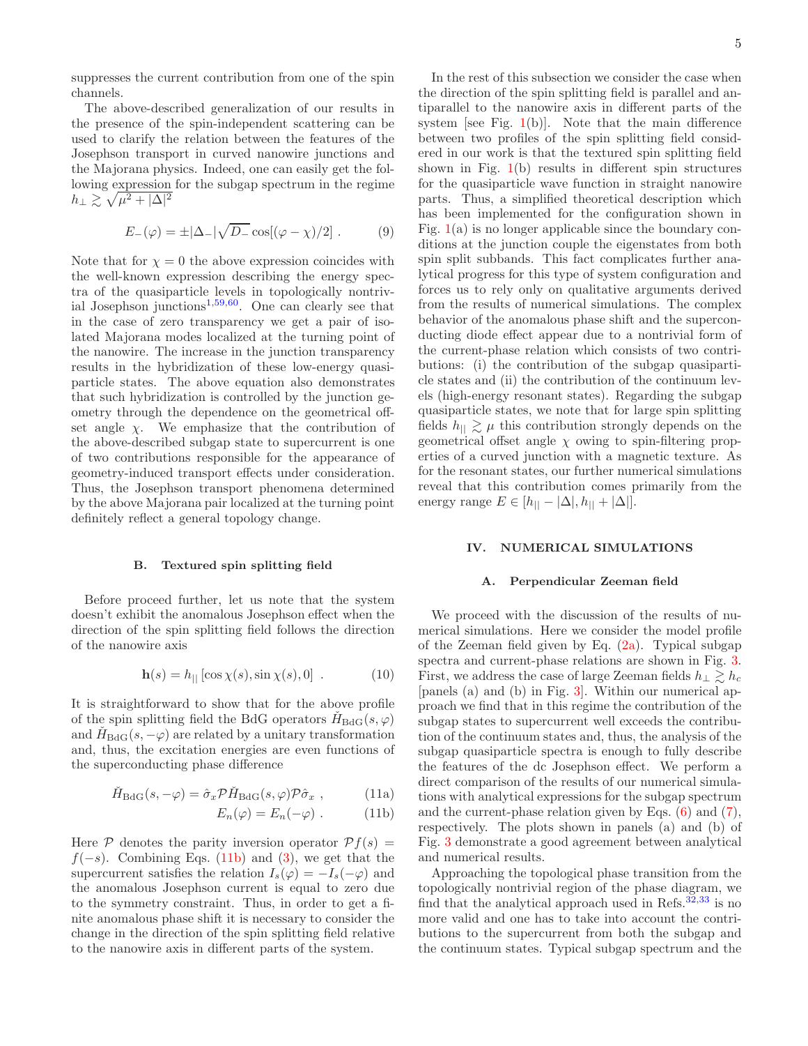suppresses the current contribution from one of the spin channels.

The above-described generalization of our results in the presence of the spin-independent scattering can be used to clarify the relation between the features of the Josephson transport in curved nanowire junctions and the Majorana physics. Indeed, one can easily get the following expression for the subgap spectrum in the regime $h_\perp \gtrsim \sqrt{\mu^2 + |\Delta|^2}$

$$E_-(\varphi) = \pm|\Delta_-|\sqrt{D_-}\cos[(\varphi - \chi)/2] \ . \tag{9}$$

Note that for $\chi = 0$ the above expression coincides with the well-known expression describing the energy spectra of the quasiparticle levels in topologically nontrivial Josephson junctions[1,59,60]. One can clearly see that in the case of zero transparency we get a pair of isolated Majorana modes localized at the turning point of the nanowire. The increase in the junction transparency results in the hybridization of these low-energy quasiparticle states. The above equation also demonstrates that such hybridization is controlled by the junction geometry through the dependence on the geometrical offset angle $\chi$. We emphasize that the contribution of the above-described subgap state to supercurrent is one of two contributions responsible for the appearance of geometry-induced transport effects under consideration. Thus, the Josephson transport phenomena determined by the above Majorana pair localized at the turning point definitely reflect a general topology change.

### B. Textured spin splitting field

Before proceed further, let us note that the system doesn't exhibit the anomalous Josephson effect when the direction of the spin splitting field follows the direction of the nanowire axis

$$\mathbf{h}(s) = h_{||}\left[\cos\chi(s), \sin\chi(s), 0\right] \ . \tag{10}$$

It is straightforward to show that for the above profile of the spin splitting field the BdG operators $\check{H}_{\rm BdG}(s,\varphi)$ and $\check{H}_{\rm BdG}(s,-\varphi)$ are related by a unitary transformation and, thus, the excitation energies are even functions of the superconducting phase difference

$$\check{H}_{\rm BdG}(s,-\varphi) = \hat{\sigma}_x \mathcal{P} \check{H}_{\rm BdG}(s,\varphi) \mathcal{P} \hat{\sigma}_x \ , \tag{11a}$$

$$E_n(\varphi) = E_n(-\varphi) \ . \tag{11b}$$

Here $\mathcal{P}$ denotes the parity inversion operator $\mathcal{P}f(s) = f(-s)$. Combining Eqs. (11b) and (3), we get that the supercurrent satisfies the relation $I_s(\varphi) = -I_s(-\varphi)$ and the anomalous Josephson current is equal to zero due to the symmetry constraint. Thus, in order to get a finite anomalous phase shift it is necessary to consider the change in the direction of the spin splitting field relative to the nanowire axis in different parts of the system.

In the rest of this subsection we consider the case when the direction of the spin splitting field is parallel and antiparallel to the nanowire axis in different parts of the system [see Fig. 1(b)]. Note that the main difference between two profiles of the spin splitting field considered in our work is that the textured spin splitting field shown in Fig. 1(b) results in different spin structures for the quasiparticle wave function in straight nanowire parts. Thus, a simplified theoretical description which has been implemented for the configuration shown in Fig. 1(a) is no longer applicable since the boundary conditions at the junction couple the eigenstates from both spin split subbands. This fact complicates further analytical progress for this type of system configuration and forces us to rely only on qualitative arguments derived from the results of numerical simulations. The complex behavior of the anomalous phase shift and the superconducting diode effect appear due to a nontrivial form of the current-phase relation which consists of two contributions: (i) the contribution of the subgap quasiparticle states and (ii) the contribution of the continuum levels (high-energy resonant states). Regarding the subgap quasiparticle states, we note that for large spin splitting fields $h_{||} \gtrsim \mu$ this contribution strongly depends on the geometrical offset angle $\chi$ owing to spin-filtering properties of a curved junction with a magnetic texture. As for the resonant states, our further numerical simulations reveal that this contribution comes primarily from the energy range $E \in [h_{||} - |\Delta|, h_{||} + |\Delta|]$.

## IV. NUMERICAL SIMULATIONS

### A. Perpendicular Zeeman field

We proceed with the discussion of the results of numerical simulations. Here we consider the model profile of the Zeeman field given by Eq. (2a). Typical subgap spectra and current-phase relations are shown in Fig. 3. First, we address the case of large Zeeman fields $h_\perp \gtrsim h_c$ [panels (a) and (b) in Fig. 3]. Within our numerical approach we find that in this regime the contribution of the subgap states to supercurrent well exceeds the contribution of the continuum states and, thus, the analysis of the subgap quasiparticle spectra is enough to fully describe the features of the dc Josephson effect. We perform a direct comparison of the results of our numerical simulations with analytical expressions for the subgap spectrum and the current-phase relation given by Eqs. (6) and (7), respectively. The plots shown in panels (a) and (b) of Fig. 3 demonstrate a good agreement between analytical and numerical results.

Approaching the topological phase transition from the topologically nontrivial region of the phase diagram, we find that the analytical approach used in Refs.[32,33] is no more valid and one has to take into account the contributions to the supercurrent from both the subgap and the continuum states. Typical subgap spectrum and the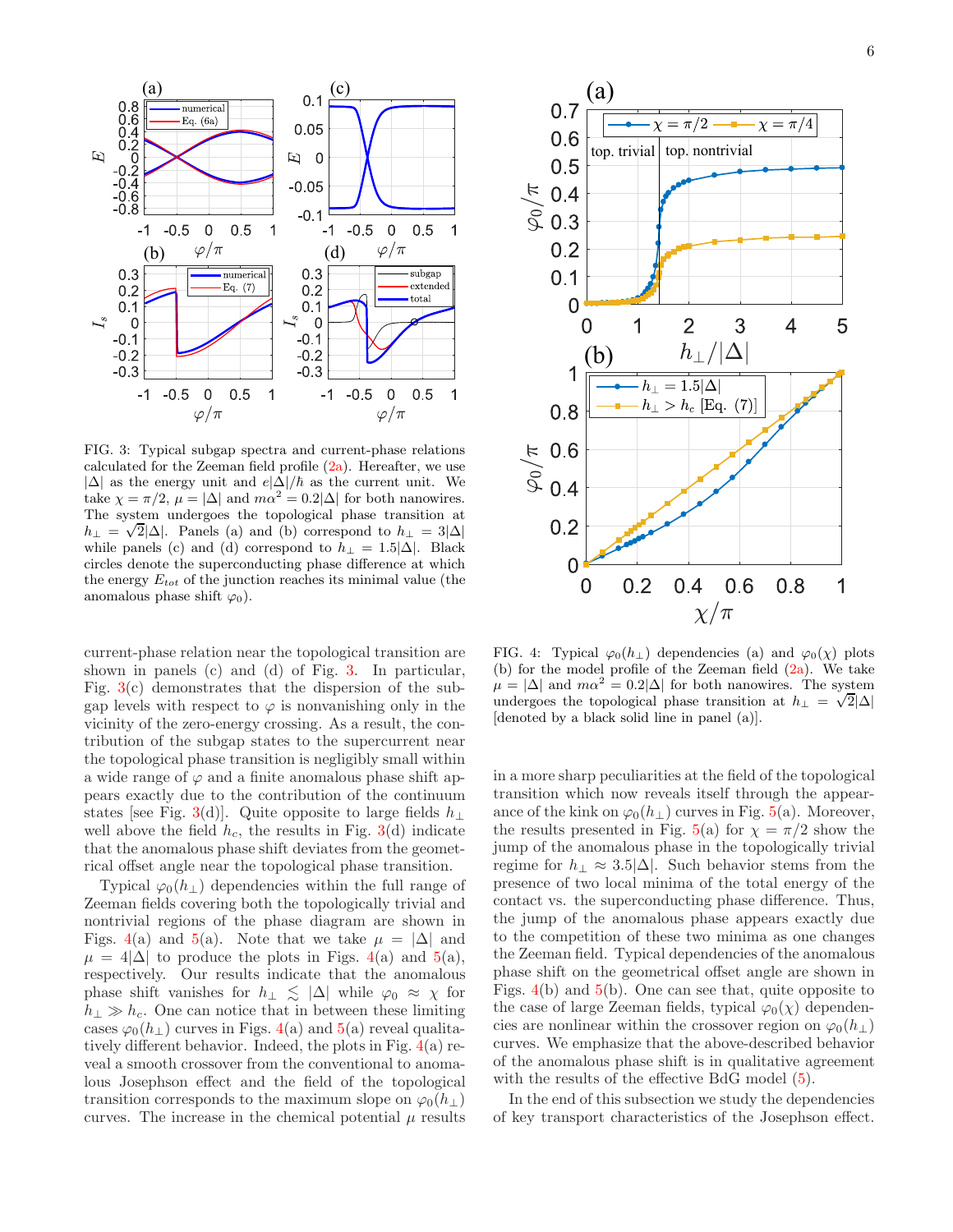FIG. 3: Typical subgap spectra and current-phase relations calculated for the Zeeman field profile (2a). Hereafter, we use $|\Delta|$ as the energy unit and $e|\Delta|/\hbar$ as the current unit. We take $\chi = \pi/2$, $\mu = |\Delta|$ and $m\alpha^2 = 0.2|\Delta|$ for both nanowires. The system undergoes the topological phase transition at $h_\perp = \sqrt{2}|\Delta|$. Panels (a) and (b) correspond to $h_\perp = 3|\Delta|$ while panels (c) and (d) correspond to $h_\perp = 1.5|\Delta|$. Black circles denote the superconducting phase difference at which the energy $E_{tot}$ of the junction reaches its minimal value (the anomalous phase shift $\varphi_0$).

FIG. 4: Typical $\varphi_0(h_\perp)$ dependencies (a) and $\varphi_0(\chi)$ plots (b) for the model profile of the Zeeman field (2a). We take $\mu = |\Delta|$ and $m\alpha^2 = 0.2|\Delta|$ for both nanowires. The system undergoes the topological phase transition at $h_\perp = \sqrt{2}|\Delta|$ [denoted by a black solid line in panel (a)].

current-phase relation near the topological transition are shown in panels (c) and (d) of Fig. 3. In particular, Fig. 3(c) demonstrates that the dispersion of the subgap levels with respect to $\varphi$ is nonvanishing only in the vicinity of the zero-energy crossing. As a result, the contribution of the subgap states to the supercurrent near the topological phase transition is negligibly small within a wide range of $\varphi$ and a finite anomalous phase shift appears exactly due to the contribution of the continuum states [see Fig. 3(d)]. Quite opposite to large fields $h_\perp$ well above the field $h_c$, the results in Fig. 3(d) indicate that the anomalous phase shift deviates from the geometrical offset angle near the topological phase transition.

Typical $\varphi_0(h_\perp)$ dependencies within the full range of Zeeman fields covering both the topologically trivial and nontrivial regions of the phase diagram are shown in Figs. 4(a) and 5(a). Note that we take $\mu = |\Delta|$ and $\mu = 4|\Delta|$ to produce the plots in Figs. 4(a) and 5(a), respectively. Our results indicate that the anomalous phase shift vanishes for $h_\perp \lesssim |\Delta|$ while $\varphi_0 \approx \chi$ for $h_\perp \gg h_c$. One can notice that in between these limiting cases $\varphi_0(h_\perp)$ curves in Figs. 4(a) and 5(a) reveal qualitatively different behavior. Indeed, the plots in Fig. 4(a) reveal a smooth crossover from the conventional to anomalous Josephson effect and the field of the topological transition corresponds to the maximum slope on $\varphi_0(h_\perp)$ curves. The increase in the chemical potential $\mu$ results in a more sharp peculiarities at the field of the topological transition which now reveals itself through the appearance of the kink on $\varphi_0(h_\perp)$ curves in Fig. 5(a). Moreover, the results presented in Fig. 5(a) for $\chi = \pi/2$ show the jump of the anomalous phase in the topologically trivial regime for $h_\perp \approx 3.5|\Delta|$. Such behavior stems from the presence of two local minima of the total energy of the contact vs. the superconducting phase difference. Thus, the jump of the anomalous phase appears exactly due to the competition of these two minima as one changes the Zeeman field. Typical dependencies of the anomalous phase shift on the geometrical offset angle are shown in Figs. 4(b) and 5(b). One can see that, quite opposite to the case of large Zeeman fields, typical $\varphi_0(\chi)$ dependencies are nonlinear within the crossover region on $\varphi_0(h_\perp)$ curves. We emphasize that the above-described behavior of the anomalous phase shift is in qualitative agreement with the results of the effective BdG model (5).

In the end of this subsection we study the dependencies of key transport characteristics of the Josephson effect.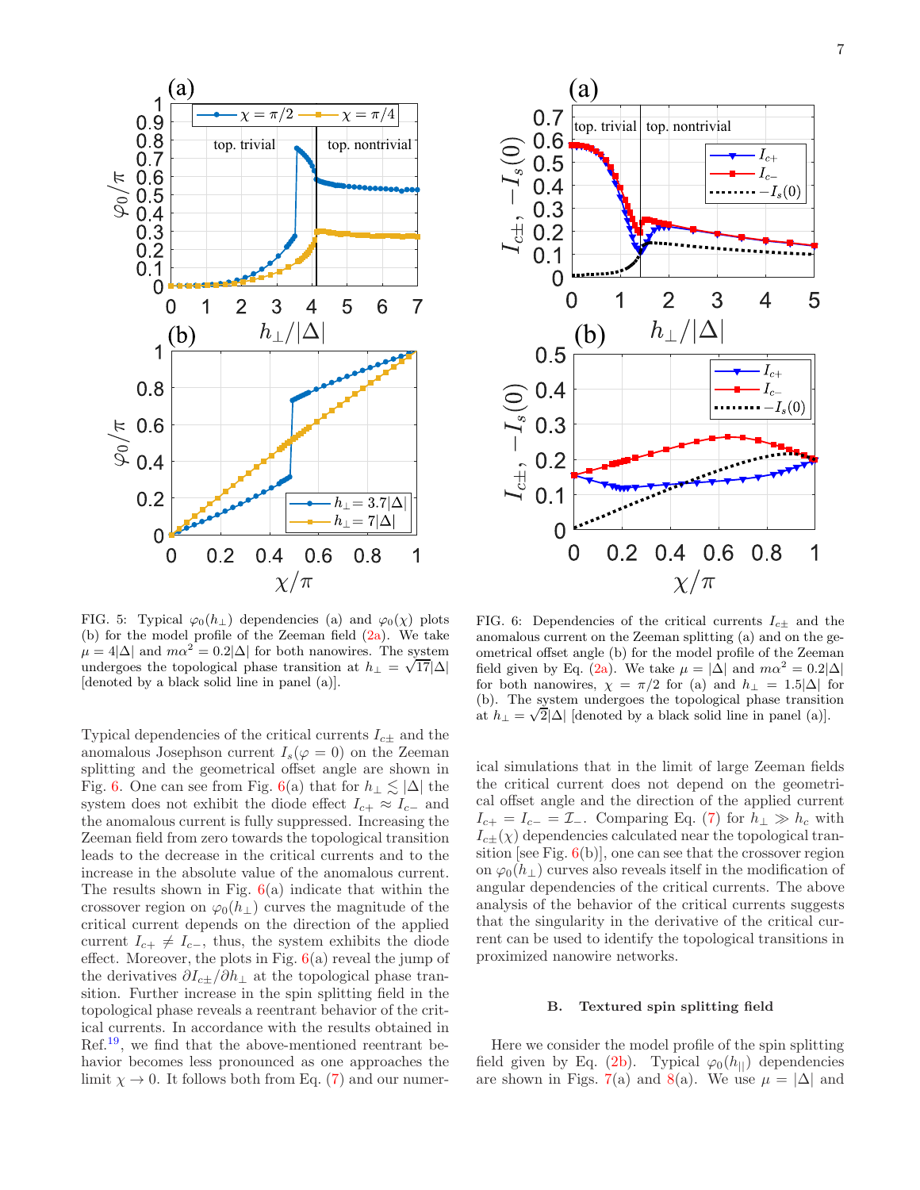FIG. 5: Typical $\varphi_0(h_\perp)$ dependencies (a) and $\varphi_0(\chi)$ plots (b) for the model profile of the Zeeman field (2a). We take $\mu = 4|\Delta|$ and $m\alpha^2 = 0.2|\Delta|$ for both nanowires. The system undergoes the topological phase transition at $h_\perp = \sqrt{17}|\Delta|$ [denoted by a black solid line in panel (a)].

FIG. 6: Dependencies of the critical currents $I_{c\pm}$ and the anomalous current on the Zeeman splitting (a) and on the geometrical offset angle (b) for the model profile of the Zeeman field given by Eq. (2a). We take $\mu = |\Delta|$ and $m\alpha^2 = 0.2|\Delta|$ for both nanowires, $\chi = \pi/2$ for (a) and $h_\perp = 1.5|\Delta|$ for (b). The system undergoes the topological phase transition at $h_\perp = \sqrt{2}|\Delta|$ [denoted by a black solid line in panel (a)].

Typical dependencies of the critical currents $I_{c\pm}$ and the anomalous Josephson current $I_s(\varphi = 0)$ on the Zeeman splitting and the geometrical offset angle are shown in Fig. 6. One can see from Fig. 6(a) that for $h_\perp \lesssim |\Delta|$ the system does not exhibit the diode effect $I_{c+} \approx I_{c-}$ and the anomalous current is fully suppressed. Increasing the Zeeman field from zero towards the topological transition leads to the decrease in the critical currents and to the increase in the absolute value of the anomalous current. The results shown in Fig. 6(a) indicate that within the crossover region on $\varphi_0(h_\perp)$ curves the magnitude of the critical current depends on the direction of the applied current $I_{c+} \neq I_{c-}$, thus, the system exhibits the diode effect. Moreover, the plots in Fig. 6(a) reveal the jump of the derivatives $\partial I_{c\pm}/\partial h_\perp$ at the topological phase transition. Further increase in the spin splitting field in the topological phase reveals a reentrant behavior of the critical currents. In accordance with the results obtained in Ref.[19], we find that the above-mentioned reentrant behavior becomes less pronounced as one approaches the limit $\chi \to 0$. It follows both from Eq. (7) and our numerical simulations that in the limit of large Zeeman fields the critical current does not depend on the geometrical offset angle and the direction of the applied current $I_{c+} = I_{c-} = \mathcal{I}_-$. Comparing Eq. (7) for $h_\perp \gg h_c$ with $I_{c\pm}(\chi)$ dependencies calculated near the topological transition [see Fig. 6(b)], one can see that the crossover region on $\varphi_0(h_\perp)$ curves also reveals itself in the modification of angular dependencies of the critical currents. The above analysis of the behavior of the critical currents suggests that the singularity in the derivative of the critical current can be used to identify the topological transitions in proximized nanowire networks.

### B. Textured spin splitting field

Here we consider the model profile of the spin splitting field given by Eq. (2b). Typical $\varphi_0(h_{||})$ dependencies are shown in Figs. 7(a) and 8(a). We use $\mu = |\Delta|$ and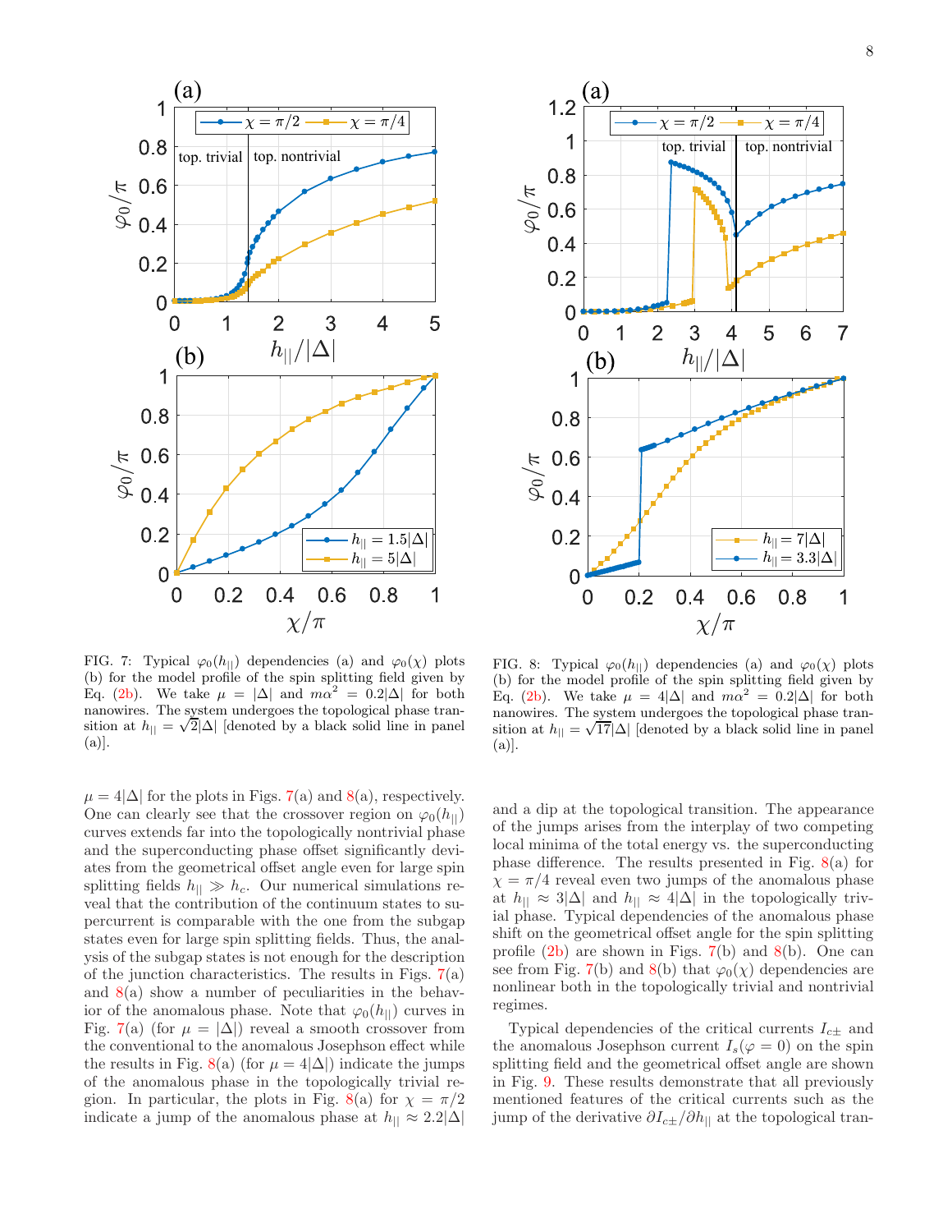FIG. 7: Typical $\varphi_0(h_{||})$ dependencies (a) and $\varphi_0(\chi)$ plots (b) for the model profile of the spin splitting field given by Eq. (2b). We take $\mu = |\Delta|$ and $m\alpha^2 = 0.2|\Delta|$ for both nanowires. The system undergoes the topological phase transition at $h_{||} = \sqrt{2}|\Delta|$ [denoted by a black solid line in panel (a)].

FIG. 8: Typical $\varphi_0(h_{||})$ dependencies (a) and $\varphi_0(\chi)$ plots (b) for the model profile of the spin splitting field given by Eq. (2b). We take $\mu = 4|\Delta|$ and $m\alpha^2 = 0.2|\Delta|$ for both nanowires. The system undergoes the topological phase transition at $h_{||} = \sqrt{17}|\Delta|$ [denoted by a black solid line in panel (a)].

$\mu = 4|\Delta|$ for the plots in Figs. 7(a) and 8(a), respectively. One can clearly see that the crossover region on $\varphi_0(h_{||})$ curves extends far into the topologically nontrivial phase and the superconducting phase offset significantly deviates from the geometrical offset angle even for large spin splitting fields $h_{||} \gg h_c$. Our numerical simulations reveal that the contribution of the continuum states to supercurrent is comparable with the one from the subgap states even for large spin splitting fields. Thus, the analysis of the subgap states is not enough for the description of the junction characteristics. The results in Figs. 7(a) and 8(a) show a number of peculiarities in the behavior of the anomalous phase. Note that $\varphi_0(h_{||})$ curves in Fig. 7(a) (for $\mu = |\Delta|$) reveal a smooth crossover from the conventional to the anomalous Josephson effect while the results in Fig. 8(a) (for $\mu = 4|\Delta|$) indicate the jumps of the anomalous phase in the topologically trivial region. In particular, the plots in Fig. 8(a) for $\chi = \pi/2$ indicate a jump of the anomalous phase at $h_{||} \approx 2.2|\Delta|$ and a dip at the topological transition. The appearance of the jumps arises from the interplay of two competing local minima of the total energy vs. the superconducting phase difference. The results presented in Fig. 8(a) for $\chi = \pi/4$ reveal even two jumps of the anomalous phase at $h_{||} \approx 3|\Delta|$ and $h_{||} \approx 4|\Delta|$ in the topologically trivial phase. Typical dependencies of the anomalous phase shift on the geometrical offset angle for the spin splitting profile (2b) are shown in Figs. 7(b) and 8(b). One can see from Fig. 7(b) and 8(b) that $\varphi_0(\chi)$ dependencies are nonlinear both in the topologically trivial and nontrivial regimes.

Typical dependencies of the critical currents $I_{c\pm}$ and the anomalous Josephson current $I_s(\varphi = 0)$ on the spin splitting field and the geometrical offset angle are shown in Fig. 9. These results demonstrate that all previously mentioned features of the critical currents such as the jump of the derivative $\partial I_{c\pm}/\partial h_{||}$ at the topological tran-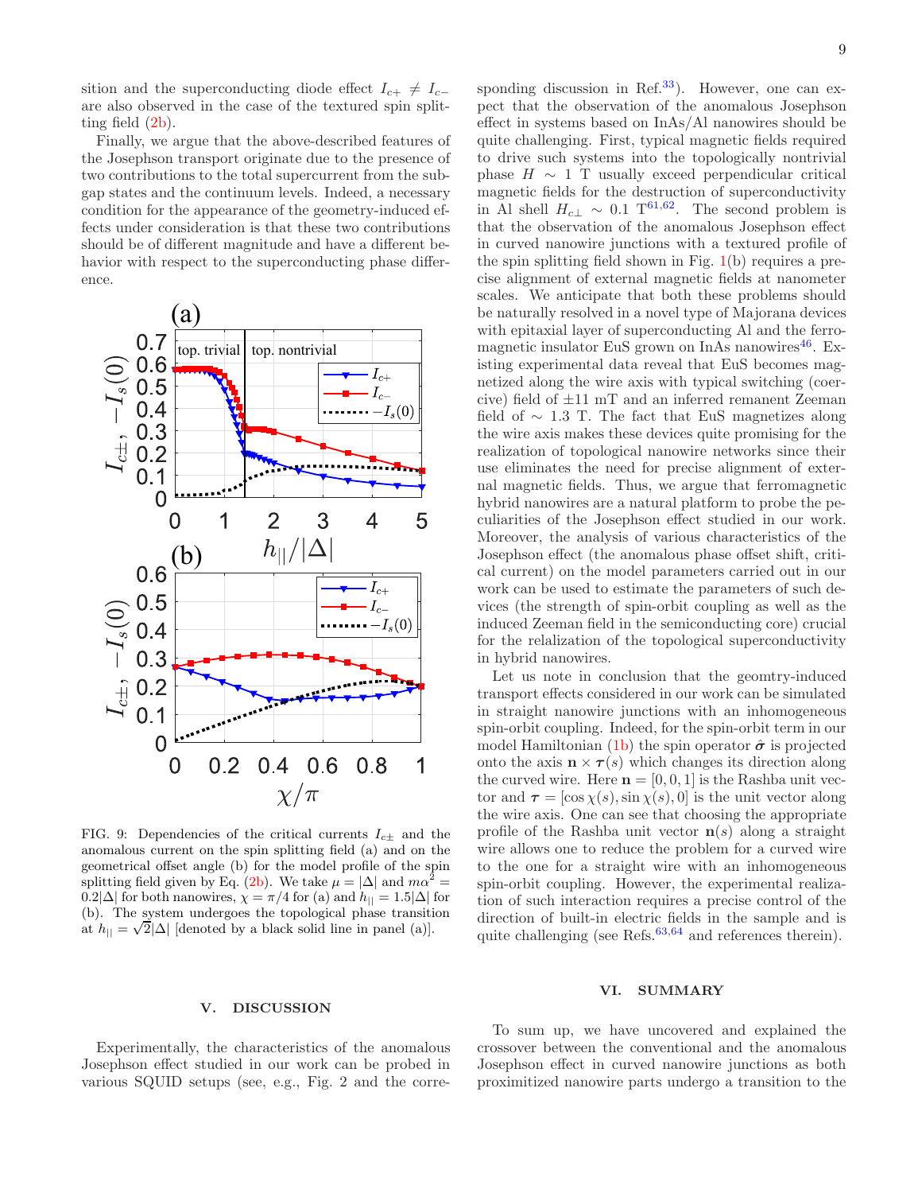sition and the superconducting diode effect $I_{c+} \neq I_{c-}$ are also observed in the case of the textured spin splitting field (2b).

Finally, we argue that the above-described features of the Josephson transport originate due to the presence of two contributions to the total supercurrent from the subgap states and the continuum levels. Indeed, a necessary condition for the appearance of the geometry-induced effects under consideration is that these two contributions should be of different magnitude and have a different behavior with respect to the superconducting phase difference.

FIG. 9: Dependencies of the critical currents $I_{c\pm}$ and the anomalous current on the spin splitting field (a) and on the geometrical offset angle (b) for the model profile of the spin splitting field given by Eq. (2b). We take $\mu = |\Delta|$ and $m\alpha^2 = 0.2|\Delta|$ for both nanowires, $\chi = \pi/4$ for (a) and $h_{||} = 1.5|\Delta|$ for (b). The system undergoes the topological phase transition at $h_{||} = \sqrt{2}|\Delta|$ [denoted by a black solid line in panel (a)].

## V. DISCUSSION

Experimentally, the characteristics of the anomalous Josephson effect studied in our work can be probed in various SQUID setups (see, e.g., Fig. 2 and the corresponding discussion in Ref.[33]). However, one can expect that the observation of the anomalous Josephson effect in systems based on InAs/Al nanowires should be quite challenging. First, typical magnetic fields required to drive such systems into the topologically nontrivial phase $H \sim 1$ T usually exceed perpendicular critical magnetic fields for the destruction of superconductivity in Al shell $H_{c\perp} \sim 0.1$ T[61,62]. The second problem is that the observation of the anomalous Josephson effect in curved nanowire junctions with a textured profile of the spin splitting field shown in Fig. 1(b) requires a precise alignment of external magnetic fields at nanometer scales. We anticipate that both these problems should be naturally resolved in a novel type of Majorana devices with epitaxial layer of superconducting Al and the ferromagnetic insulator EuS grown on InAs nanowires[46]. Existing experimental data reveal that EuS becomes magnetized along the wire axis with typical switching (coercive) field of $\pm 11$ mT and an inferred remanent Zeeman field of $\sim 1.3$ T. The fact that EuS magnetizes along the wire axis makes these devices quite promising for the realization of topological nanowire networks since their use eliminates the need for precise alignment of external magnetic fields. Thus, we argue that ferromagnetic hybrid nanowires are a natural platform to probe the peculiarities of the Josephson effect studied in our work. Moreover, the analysis of various characteristics of the Josephson effect (the anomalous phase offset shift, critical current) on the model parameters carried out in our work can be used to estimate the parameters of such devices (the strength of spin-orbit coupling as well as the induced Zeeman field in the semiconducting core) crucial for the relalization of the topological superconductivity in hybrid nanowires.

Let us note in conclusion that the geomtry-induced transport effects considered in our work can be simulated in straight nanowire junctions with an inhomogeneous spin-orbit coupling. Indeed, for the spin-orbit term in our model Hamiltonian (1b) the spin operator $\hat{\boldsymbol{\sigma}}$ is projected onto the axis $\mathbf{n} \times \boldsymbol{\tau}(s)$ which changes its direction along the curved wire. Here $\mathbf{n} = [0, 0, 1]$ is the Rashba unit vector and $\boldsymbol{\tau} = [\cos\chi(s), \sin\chi(s), 0]$ is the unit vector along the wire axis. One can see that choosing the appropriate profile of the Rashba unit vector $\mathbf{n}(s)$ along a straight wire allows one to reduce the problem for a curved wire to the one for a straight wire with an inhomogeneous spin-orbit coupling. However, the experimental realization of such interaction requires a precise control of the direction of built-in electric fields in the sample and is quite challenging (see Refs.[63,64] and references therein).

## VI. SUMMARY

To sum up, we have uncovered and explained the crossover between the conventional and the anomalous Josephson effect in curved nanowire junctions as both proximitized nanowire parts undergo a transition to the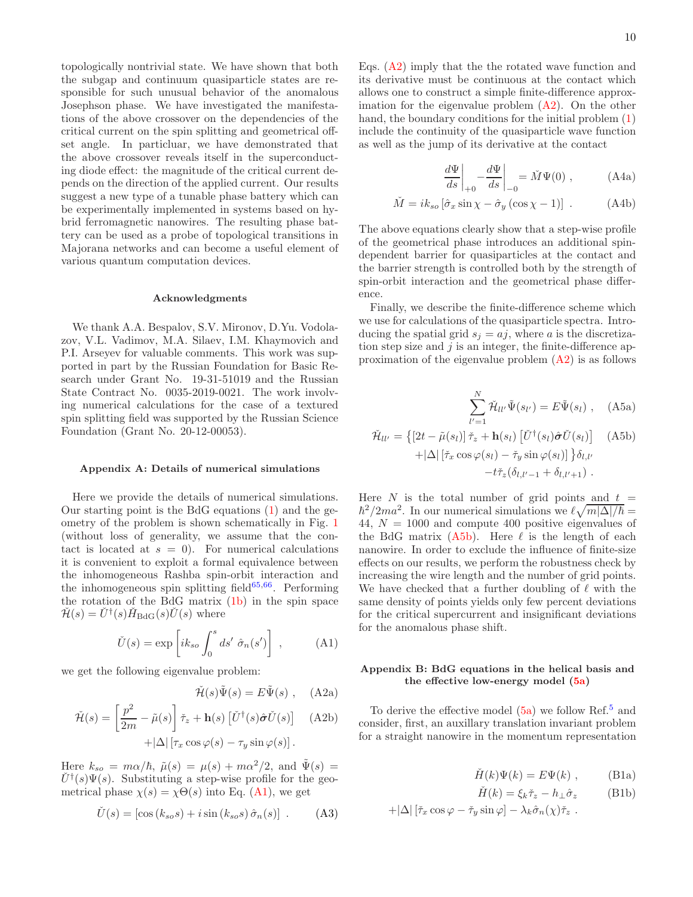topologically nontrivial state. We have shown that both the subgap and continuum quasiparticle states are responsible for such unusual behavior of the anomalous Josephson phase. We have investigated the manifestations of the above crossover on the dependencies of the critical current on the spin splitting and geometrical offset angle. In particluar, we have demonstrated that the above crossover reveals itself in the superconducting diode effect: the magnitude of the critical current depends on the direction of the applied current. Our results suggest a new type of a tunable phase battery which can be experimentally implemented in systems based on hybrid ferromagnetic nanowires. The resulting phase battery can be used as a probe of topological transitions in Majorana networks and can become a useful element of various quantum computation devices.

#### Acknowledgments

We thank A.A. Bespalov, S.V. Mironov, D.Yu. Vodolazov, V.L. Vadimov, M.A. Silaev, I.M. Khaymovich and P.I. Arseyev for valuable comments. This work was supported in part by the Russian Foundation for Basic Research under Grant No. 19-31-51019 and the Russian State Contract No. 0035-2019-0021. The work involving numerical calculations for the case of a textured spin splitting field was supported by the Russian Science Foundation (Grant No. 20-12-00053).

#### Appendix A: Details of numerical simulations

Here we provide the details of numerical simulations. Our starting point is the BdG equations (1) and the geometry of the problem is shown schematically in Fig. 1 (without loss of generality, we assume that the contact is located at $s = 0$). For numerical calculations it is convenient to exploit a formal equivalence between the inhomogeneous Rashba spin-orbit interaction and the inhomogeneous spin splitting field[65,66]. Performing the rotation of the BdG matrix (1b) in the spin space $\check{\mathcal{H}}(s) = \check{U}^\dagger(s)\check{H}_{\rm BdG}(s)\check{U}(s)$ where

$$\check{U}(s) = \exp\left[ik_{so}\int_0^s ds'\ \hat{\sigma}_n(s')\right] , \qquad \text{(A1)}$$

we get the following eigenvalue problem:

$$\check{\mathcal{H}}(s)\tilde{\Psi}(s) = E\tilde{\Psi}(s) , \qquad \text{(A2a)}$$

$$\check{\mathcal{H}}(s) = \left[\frac{p^2}{2m} - \tilde{\mu}(s)\right]\check{\tau}_z + \mathbf{h}(s)\left[\check{U}^\dagger(s)\hat{\boldsymbol{\sigma}}\check{U}(s)\right] \qquad \text{(A2b)}$$
$$+|\Delta|\left[\tau_x\cos\varphi(s) - \tau_y\sin\varphi(s)\right].$$

Here $k_{so} = m\alpha/\hbar$, $\tilde{\mu}(s) = \mu(s) + m\alpha^2/2$, and $\tilde{\Psi}(s) = \check{U}^\dagger(s)\Psi(s)$. Substituting a step-wise profile for the geometrical phase $\chi(s) = \chi\Theta(s)$ into Eq. (A1), we get

$$\check{U}(s) = \left[\cos(k_{so}s) + i\sin(k_{so}s)\,\hat{\sigma}_n(s)\right] . \qquad \text{(A3)}$$

Eqs. (A2) imply that the the rotated wave function and its derivative must be continuous at the contact which allows one to construct a simple finite-difference approximation for the eigenvalue problem (A2). On the other hand, the boundary conditions for the initial problem (1) include the continuity of the quasiparticle wave function as well as the jump of its derivative at the contact

$$\left.\frac{d\Psi}{ds}\right|_{+0} - \left.\frac{d\Psi}{ds}\right|_{-0} = \check{M}\Psi(0) , \qquad \text{(A4a)}$$

$$\check{M} = ik_{so}\left[\hat{\sigma}_x\sin\chi - \hat{\sigma}_y\left(\cos\chi - 1\right)\right] . \qquad \text{(A4b)}$$

The above equations clearly show that a step-wise profile of the geometrical phase introduces an additional spin-dependent barrier for quasiparticles at the contact and the barrier strength is controlled both by the strength of spin-orbit interaction and the geometrical phase difference.

Finally, we describe the finite-difference scheme which we use for calculations of the quasiparticle spectra. Introducing the spatial grid $s_j = aj$, where $a$ is the discretization step size and $j$ is an integer, the finite-difference approximation of the eigenvalue problem (A2) is as follows

$$\sum_{l'=1}^{N}\check{\mathcal{H}}_{ll'}\tilde{\Psi}(s_{l'}) = E\tilde{\Psi}(s_l) , \qquad \text{(A5a)}$$

$$\check{\mathcal{H}}_{ll'} = \Big\{\left[2t - \tilde{\mu}(s_l)\right]\check{\tau}_z + \mathbf{h}(s_l)\left[\check{U}^\dagger(s_l)\hat{\boldsymbol{\sigma}}\check{U}(s_l)\right] \qquad \text{(A5b)}$$
$$+|\Delta|\left[\check{\tau}_x\cos\varphi(s_l) - \check{\tau}_y\sin\varphi(s_l)\right]\Big\}\delta_{l,l'}$$
$$-t\check{\tau}_z(\delta_{l,l'-1} + \delta_{l,l'+1}) .$$

Here $N$ is the total number of grid points and $t = \hbar^2/2ma^2$. In our numerical simulations we $\ell\sqrt{m|\Delta|/\hbar} = 44$, $N = 1000$ and compute 400 positive eigenvalues of the BdG matrix (A5b). Here $\ell$ is the length of each nanowire. In order to exclude the influence of finite-size effects on our results, we perform the robustness check by increasing the wire length and the number of grid points. We have checked that a further doubling of $\ell$ with the same density of points yields only few percent deviations for the critical supercurrent and insignificant deviations for the anomalous phase shift.

#### Appendix B: BdG equations in the helical basis and the effective low-energy model (5a)

To derive the effective model (5a) we follow Ref.[5] and consider, first, an auxillary translation invariant problem for a straight nanowire in the momentum representation

$$\check{H}(k)\Psi(k) = E\Psi(k) , \qquad \text{(B1a)}$$

$$\check{H}(k) = \xi_k\check{\tau}_z - h_\perp\hat{\sigma}_z \qquad \text{(B1b)}$$
$$+|\Delta|\left[\check{\tau}_x\cos\varphi - \check{\tau}_y\sin\varphi\right] - \lambda_k\hat{\sigma}_n(\chi)\check{\tau}_z .$$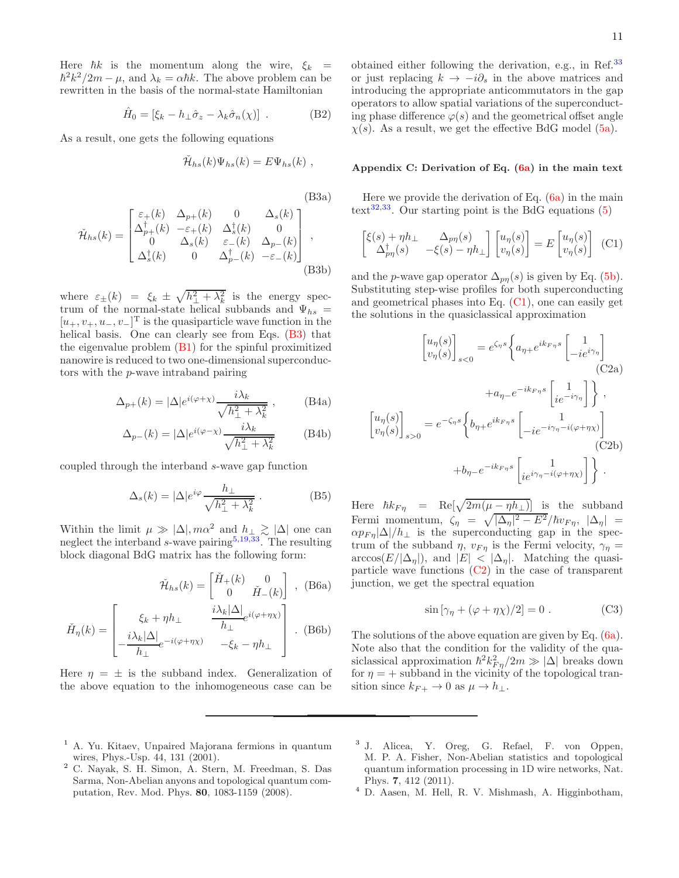Here $\hbar k$ is the momentum along the wire, $\xi_k = \hbar^2 k^2/2m - \mu$, and $\lambda_k = \alpha\hbar k$. The above problem can be rewritten in the basis of the normal-state Hamiltonian

$$\hat{H}_0 = [\xi_k - h_\perp \hat{\sigma}_z - \lambda_k \hat{\sigma}_n(\chi)] \ . \tag{B2}$$

As a result, one gets the following equations

$$\check{\mathcal{H}}_{hs}(k)\Psi_{hs}(k) = E\Psi_{hs}(k) \ , \tag{B3a}$$

$$\check{\mathcal{H}}_{hs}(k) = \begin{bmatrix} \varepsilon_+(k) & \Delta_{p+}(k) & 0 & \Delta_s(k) \\ \Delta^\dagger_{p+}(k) & -\varepsilon_+(k) & \Delta^\dagger_s(k) & 0 \\ 0 & \Delta_s(k) & \varepsilon_-(k) & \Delta_{p-}(k) \\ \Delta^\dagger_s(k) & 0 & \Delta^\dagger_{p-}(k) & -\varepsilon_-(k) \end{bmatrix} , \tag{B3b}$$

where $\varepsilon_\pm(k) = \xi_k \pm \sqrt{h_\perp^2 + \lambda_k^2}$ is the energy spectrum of the normal-state helical subbands and $\Psi_{hs} = [u_+, v_+, u_-, v_-]^{\mathrm{T}}$ is the quasiparticle wave function in the helical basis. One can clearly see from Eqs. (B3) that the eigenvalue problem (B1) for the spinful proximitized nanowire is reduced to two one-dimensional superconductors with the $p$-wave intraband pairing

$$\Delta_{p+}(k) = |\Delta| e^{i(\varphi+\chi)} \frac{i\lambda_k}{\sqrt{h_\perp^2 + \lambda_k^2}} \ , \tag{B4a}$$

$$\Delta_{p-}(k) = |\Delta| e^{i(\varphi-\chi)} \frac{i\lambda_k}{\sqrt{h_\perp^2 + \lambda_k^2}} \tag{B4b}$$

coupled through the interband $s$-wave gap function

$$\Delta_s(k) = |\Delta| e^{i\varphi} \frac{h_\perp}{\sqrt{h_\perp^2 + \lambda_k^2}} \ . \tag{B5}$$

Within the limit $\mu \gg |\Delta|, m\alpha^2$ and $h_\perp \gtrsim |\Delta|$ one can neglect the interband $s$-wave pairing[5,19,33]. The resulting block diagonal BdG matrix has the following form:

$$\check{\mathcal{H}}_{hs}(k) = \begin{bmatrix} \check{H}_+(k) & 0 \\ 0 & \check{H}_-(k) \end{bmatrix} \ , \tag{B6a}$$

$$\check{H}_\eta(k) = \begin{bmatrix} \xi_k + \eta h_\perp & \dfrac{i\lambda_k|\Delta|}{h_\perp} e^{i(\varphi+\eta\chi)} \\ -\dfrac{i\lambda_k|\Delta|}{h_\perp} e^{-i(\varphi+\eta\chi)} & -\xi_k - \eta h_\perp \end{bmatrix} . \tag{B6b}$$

Here $\eta = \pm$ is the subband index. Generalization of the above equation to the inhomogeneous case can be obtained either following the derivation, e.g., in Ref.[33] or just replacing $k \to -i\partial_s$ in the above matrices and introducing the appropriate anticommutators in the gap operators to allow spatial variations of the superconducting phase difference $\varphi(s)$ and the geometrical offset angle $\chi(s)$. As a result, we get the effective BdG model (5a).

## Appendix C: Derivation of Eq. (6a) in the main text

Here we provide the derivation of Eq. (6a) in the main text[32,33]. Our starting point is the BdG equations (5)

$$\begin{bmatrix} \xi(s) + \eta h_\perp & \Delta_{p\eta}(s) \\ \Delta^\dagger_{p\eta}(s) & -\xi(s) - \eta h_\perp \end{bmatrix} \begin{bmatrix} u_\eta(s) \\ v_\eta(s) \end{bmatrix} = E \begin{bmatrix} u_\eta(s) \\ v_\eta(s) \end{bmatrix} \tag{C1}$$

and the $p$-wave gap operator $\Delta_{p\eta}(s)$ is given by Eq. (5b). Substituting step-wise profiles for both superconducting and geometrical phases into Eq. (C1), one can easily get the solutions in the quasiclassical approximation

$$\begin{bmatrix} u_\eta(s) \\ v_\eta(s) \end{bmatrix}_{s<0} = e^{\zeta_\eta s} \Bigg\{ a_{\eta+} e^{ik_{F\eta}s} \begin{bmatrix} 1 \\ -ie^{i\gamma_\eta} \end{bmatrix} + a_{\eta-} e^{-ik_{F\eta}s} \begin{bmatrix} 1 \\ ie^{-i\gamma_\eta} \end{bmatrix} \Bigg\} , \tag{C2a}$$

$$\begin{bmatrix} u_\eta(s) \\ v_\eta(s) \end{bmatrix}_{s>0} = e^{-\zeta_\eta s} \Bigg\{ b_{\eta+} e^{ik_{F\eta}s} \begin{bmatrix} 1 \\ -ie^{-i\gamma_\eta - i(\varphi+\eta\chi)} \end{bmatrix} + b_{\eta-} e^{-ik_{F\eta}s} \begin{bmatrix} 1 \\ ie^{i\gamma_\eta - i(\varphi+\eta\chi)} \end{bmatrix} \Bigg\} . \tag{C2b}$$

Here $\hbar k_{F\eta} = \mathrm{Re}[\sqrt{2m(\mu - \eta h_\perp)}]$ is the subband Fermi momentum, $\zeta_\eta = \sqrt{|\Delta_\eta|^2 - E^2}/\hbar v_{F\eta}$, $|\Delta_\eta| = \alpha p_{F\eta}|\Delta|/h_\perp$ is the superconducting gap in the spectrum of the subband $\eta$, $v_{F\eta}$ is the Fermi velocity, $\gamma_\eta = \arccos(E/|\Delta_\eta|)$, and $|E| < |\Delta_\eta|$. Matching the quasiparticle wave functions (C2) in the case of transparent junction, we get the spectral equation

$$\sin\left[\gamma_\eta + (\varphi + \eta\chi)/2\right] = 0 \ . \tag{C3}$$

The solutions of the above equation are given by Eq. (6a). Note also that the condition for the validity of the quasiclassical approximation $\hbar^2 k_{F\eta}^2/2m \gg |\Delta|$ breaks down for $\eta = +$ subband in the vicinity of the topological transition since $k_{F+} \to 0$ as $\mu \to h_\perp$.

---

1. A. Yu. Kitaev, Unpaired Majorana fermions in quantum wires, Phys.-Usp. 44, 131 (2001).
2. C. Nayak, S. H. Simon, A. Stern, M. Freedman, S. Das Sarma, Non-Abelian anyons and topological quantum computation, Rev. Mod. Phys. **80**, 1083-1159 (2008).
3. J. Alicea, Y. Oreg, G. Refael, F. von Oppen, M. P. A. Fisher, Non-Abelian statistics and topological quantum information processing in 1D wire networks, Nat. Phys. **7**, 412 (2011).
4. D. Aasen, M. Hell, R. V. Mishmash, A. Higginbotham,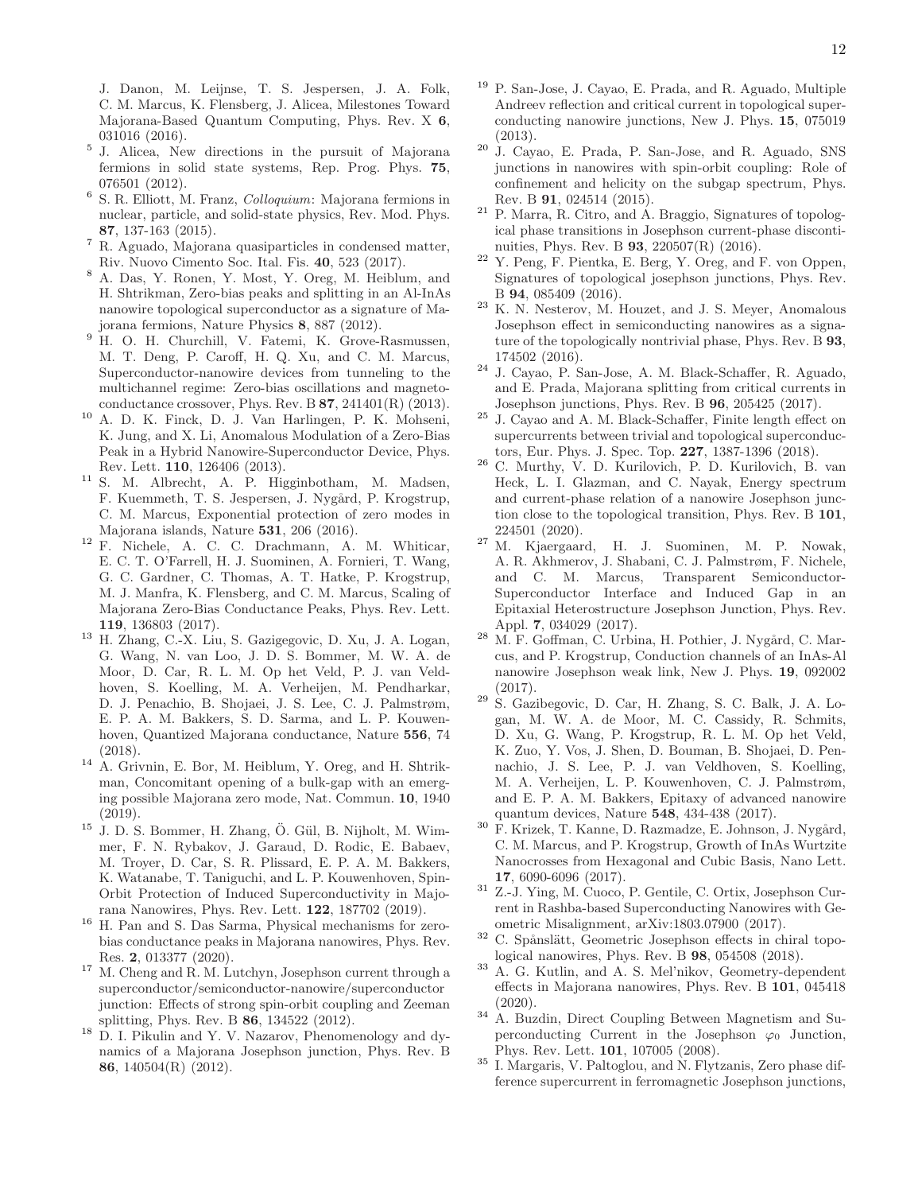J. Danon, M. Leijnse, T. S. Jespersen, J. A. Folk, C. M. Marcus, K. Flensberg, J. Alicea, Milestones Toward Majorana-Based Quantum Computing, Phys. Rev. X **6**, 031016 (2016).

[5] J. Alicea, New directions in the pursuit of Majorana fermions in solid state systems, Rep. Prog. Phys. **75**, 076501 (2012).

[6] S. R. Elliott, M. Franz, *Colloquium*: Majorana fermions in nuclear, particle, and solid-state physics, Rev. Mod. Phys. **87**, 137-163 (2015).

[7] R. Aguado, Majorana quasiparticles in condensed matter, Riv. Nuovo Cimento Soc. Ital. Fis. **40**, 523 (2017).

[8] A. Das, Y. Ronen, Y. Most, Y. Oreg, M. Heiblum, and H. Shtrikman, Zero-bias peaks and splitting in an Al-InAs nanowire topological superconductor as a signature of Majorana fermions, Nature Physics **8**, 887 (2012).

[9] H. O. H. Churchill, V. Fatemi, K. Grove-Rasmussen, M. T. Deng, P. Caroff, H. Q. Xu, and C. M. Marcus, Superconductor-nanowire devices from tunneling to the multichannel regime: Zero-bias oscillations and magnetoconductance crossover, Phys. Rev. B **87**, 241401(R) (2013).

[10] A. D. K. Finck, D. J. Van Harlingen, P. K. Mohseni, K. Jung, and X. Li, Anomalous Modulation of a Zero-Bias Peak in a Hybrid Nanowire-Superconductor Device, Phys. Rev. Lett. **110**, 126406 (2013).

[11] S. M. Albrecht, A. P. Higginbotham, M. Madsen, F. Kuemmeth, T. S. Jespersen, J. Nygård, P. Krogstrup, C. M. Marcus, Exponential protection of zero modes in Majorana islands, Nature **531**, 206 (2016).

[12] F. Nichele, A. C. C. Drachmann, A. M. Whiticar, E. C. T. O'Farrell, H. J. Suominen, A. Fornieri, T. Wang, G. C. Gardner, C. Thomas, A. T. Hatke, P. Krogstrup, M. J. Manfra, K. Flensberg, and C. M. Marcus, Scaling of Majorana Zero-Bias Conductance Peaks, Phys. Rev. Lett. **119**, 136803 (2017).

[13] H. Zhang, C.-X. Liu, S. Gazigegovic, D. Xu, J. A. Logan, G. Wang, N. van Loo, J. D. S. Bommer, M. W. A. de Moor, D. Car, R. L. M. Op het Veld, P. J. van Veldhoven, S. Koelling, M. A. Verheijen, M. Pendharkar, D. J. Penachio, B. Shojaei, J. S. Lee, C. J. Palmstrøm, E. P. A. M. Bakkers, S. D. Sarma, and L. P. Kouwenhoven, Quantized Majorana conductance, Nature **556**, 74 (2018).

[14] A. Grivnin, E. Bor, M. Heiblum, Y. Oreg, and H. Shtrikman, Concomitant opening of a bulk-gap with an emerging possible Majorana zero mode, Nat. Commun. **10**, 1940 (2019).

[15] J. D. S. Bommer, H. Zhang, Ö. Gül, B. Nijholt, M. Wimmer, F. N. Rybakov, J. Garaud, D. Rodic, E. Babaev, M. Troyer, D. Car, S. R. Plissard, E. P. A. M. Bakkers, K. Watanabe, T. Taniguchi, and L. P. Kouwenhoven, Spin-Orbit Protection of Induced Superconductivity in Majorana Nanowires, Phys. Rev. Lett. **122**, 187702 (2019).

[16] H. Pan and S. Das Sarma, Physical mechanisms for zero-bias conductance peaks in Majorana nanowires, Phys. Rev. Res. **2**, 013377 (2020).

[17] M. Cheng and R. M. Lutchyn, Josephson current through a superconductor/semiconductor-nanowire/superconductor junction: Effects of strong spin-orbit coupling and Zeeman splitting, Phys. Rev. B **86**, 134522 (2012).

[18] D. I. Pikulin and Y. V. Nazarov, Phenomenology and dynamics of a Majorana Josephson junction, Phys. Rev. B **86**, 140504(R) (2012).

[19] P. San-Jose, J. Cayao, E. Prada, and R. Aguado, Multiple Andreev reflection and critical current in topological superconducting nanowire junctions, New J. Phys. **15**, 075019 (2013).

[20] J. Cayao, E. Prada, P. San-Jose, and R. Aguado, SNS junctions in nanowires with spin-orbit coupling: Role of confinement and helicity on the subgap spectrum, Phys. Rev. B **91**, 024514 (2015).

[21] P. Marra, R. Citro, and A. Braggio, Signatures of topological phase transitions in Josephson current-phase discontinuities, Phys. Rev. B **93**, 220507(R) (2016).

[22] Y. Peng, F. Pientka, E. Berg, Y. Oreg, and F. von Oppen, Signatures of topological josephson junctions, Phys. Rev. B **94**, 085409 (2016).

[23] K. N. Nesterov, M. Houzet, and J. S. Meyer, Anomalous Josephson effect in semiconducting nanowires as a signature of the topologically nontrivial phase, Phys. Rev. B **93**, 174502 (2016).

[24] J. Cayao, P. San-Jose, A. M. Black-Schaffer, R. Aguado, and E. Prada, Majorana splitting from critical currents in Josephson junctions, Phys. Rev. B **96**, 205425 (2017).

[25] J. Cayao and A. M. Black-Schaffer, Finite length effect on supercurrents between trivial and topological superconductors, Eur. Phys. J. Spec. Top. **227**, 1387-1396 (2018).

[26] C. Murthy, V. D. Kurilovich, P. D. Kurilovich, B. van Heck, L. I. Glazman, and C. Nayak, Energy spectrum and current-phase relation of a nanowire Josephson junction close to the topological transition, Phys. Rev. B **101**, 224501 (2020).

[27] M. Kjaergaard, H. J. Suominen, M. P. Nowak, A. R. Akhmerov, J. Shabani, C. J. Palmstrøm, F. Nichele, and C. M. Marcus, Transparent Semiconductor-Superconductor Interface and Induced Gap in an Epitaxial Heterostructure Josephson Junction, Phys. Rev. Appl. **7**, 034029 (2017).

[28] M. F. Goffman, C. Urbina, H. Pothier, J. Nygård, C. Marcus, and P. Krogstrup, Conduction channels of an InAs-Al nanowire Josephson weak link, New J. Phys. **19**, 092002 (2017).

[29] S. Gazibegovic, D. Car, H. Zhang, S. C. Balk, J. A. Logan, M. W. A. de Moor, M. C. Cassidy, R. Schmits, D. Xu, G. Wang, P. Krogstrup, R. L. M. Op het Veld, K. Zuo, Y. Vos, J. Shen, D. Bouman, B. Shojaei, D. Pennachio, J. S. Lee, P. J. van Veldhoven, S. Koelling, M. A. Verheijen, L. P. Kouwenhoven, C. J. Palmstrøm, and E. P. A. M. Bakkers, Epitaxy of advanced nanowire quantum devices, Nature **548**, 434-438 (2017).

[30] F. Krizek, T. Kanne, D. Razmadze, E. Johnson, J. Nygård, C. M. Marcus, and P. Krogstrup, Growth of InAs Wurtzite Nanocrosses from Hexagonal and Cubic Basis, Nano Lett. **17**, 6090-6096 (2017).

[31] Z.-J. Ying, M. Cuoco, P. Gentile, C. Ortix, Josephson Current in Rashba-based Superconducting Nanowires with Geometric Misalignment, arXiv:1803.07900 (2017).

[32] C. Spånslätt, Geometric Josephson effects in chiral topological nanowires, Phys. Rev. B **98**, 054508 (2018).

[33] A. G. Kutlin, and A. S. Mel'nikov, Geometry-dependent effects in Majorana nanowires, Phys. Rev. B **101**, 045418 (2020).

[34] A. Buzdin, Direct Coupling Between Magnetism and Superconducting Current in the Josephson $\varphi_0$ Junction, Phys. Rev. Lett. **101**, 107005 (2008).

[35] I. Margaris, V. Paltoglou, and N. Flytzanis, Zero phase difference supercurrent in ferromagnetic Josephson junctions,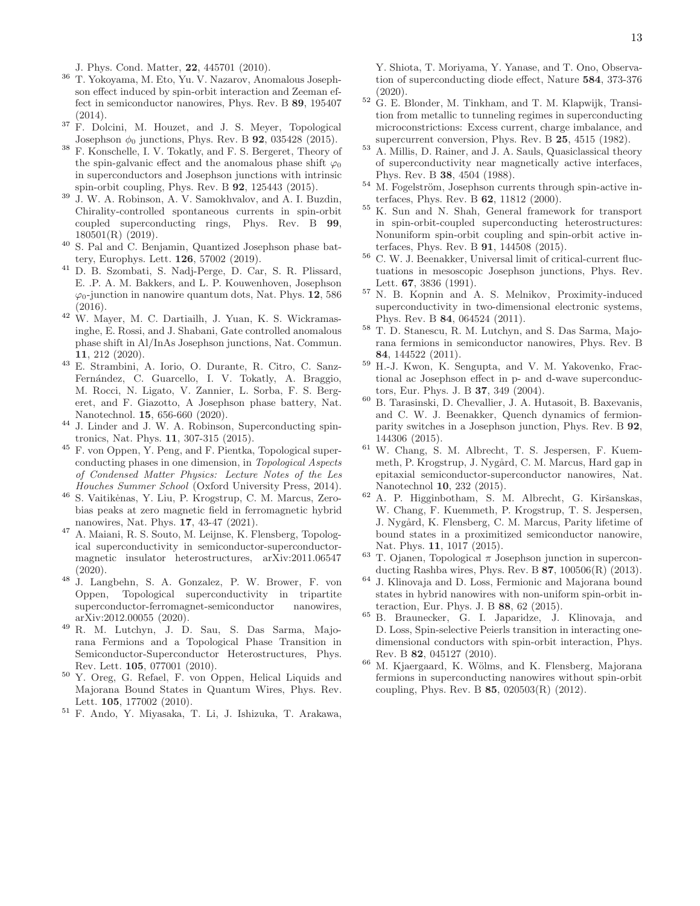J. Phys. Cond. Matter, **22**, 445701 (2010).

[36] T. Yokoyama, M. Eto, Yu. V. Nazarov, Anomalous Josephson effect induced by spin-orbit interaction and Zeeman effect in semiconductor nanowires, Phys. Rev. B **89**, 195407 (2014).

[37] F. Dolcini, M. Houzet, and J. S. Meyer, Topological Josephson $\phi_0$ junctions, Phys. Rev. B **92**, 035428 (2015).

[38] F. Konschelle, I. V. Tokatly, and F. S. Bergeret, Theory of the spin-galvanic effect and the anomalous phase shift $\varphi_0$ in superconductors and Josephson junctions with intrinsic spin-orbit coupling, Phys. Rev. B **92**, 125443 (2015).

[39] J. W. A. Robinson, A. V. Samokhvalov, and A. I. Buzdin, Chirality-controlled spontaneous currents in spin-orbit coupled superconducting rings, Phys. Rev. B **99**, 180501(R) (2019).

[40] S. Pal and C. Benjamin, Quantized Josephson phase battery, Europhys. Lett. **126**, 57002 (2019).

[41] D. B. Szombati, S. Nadj-Perge, D. Car, S. R. Plissard, E. .P. A. M. Bakkers, and L. P. Kouwenhoven, Josephson $\varphi_0$-junction in nanowire quantum dots, Nat. Phys. **12**, 586 (2016).

[42] W. Mayer, M. C. Dartiailh, J. Yuan, K. S. Wickramasinghe, E. Rossi, and J. Shabani, Gate controlled anomalous phase shift in Al/InAs Josephson junctions, Nat. Commun. **11**, 212 (2020).

[43] E. Strambini, A. Iorio, O. Durante, R. Citro, C. Sanz-Fernández, C. Guarcello, I. V. Tokatly, A. Braggio, M. Rocci, N. Ligato, V. Zannier, L. Sorba, F. S. Bergeret, and F. Giazotto, A Josephson phase battery, Nat. Nanotechnol. **15**, 656-660 (2020).

[44] J. Linder and J. W. A. Robinson, Superconducting spintronics, Nat. Phys. **11**, 307-315 (2015).

[45] F. von Oppen, Y. Peng, and F. Pientka, Topological superconducting phases in one dimension, in *Topological Aspects of Condensed Matter Physics: Lecture Notes of the Les Houches Summer School* (Oxford University Press, 2014).

[46] S. Vaitiekėnas, Y. Liu, P. Krogstrup, C. M. Marcus, Zero-bias peaks at zero magnetic field in ferromagnetic hybrid nanowires, Nat. Phys. **17**, 43-47 (2021).

[47] A. Maiani, R. S. Souto, M. Leijnse, K. Flensberg, Topological superconductivity in semiconductor-superconductor-magnetic insulator heterostructures, arXiv:2011.06547 (2020).

[48] J. Langbehn, S. A. Gonzalez, P. W. Brower, F. von Oppen, Topological superconductivity in tripartite superconductor-ferromagnet-semiconductor nanowires, arXiv:2012.00055 (2020).

[49] R. M. Lutchyn, J. D. Sau, S. Das Sarma, Majorana Fermions and a Topological Phase Transition in Semiconductor-Superconductor Heterostructures, Phys. Rev. Lett. **105**, 077001 (2010).

[50] Y. Oreg, G. Refael, F. von Oppen, Helical Liquids and Majorana Bound States in Quantum Wires, Phys. Rev. Lett. **105**, 177002 (2010).

[51] F. Ando, Y. Miyasaka, T. Li, J. Ishizuka, T. Arakawa, Y. Shiota, T. Moriyama, Y. Yanase, and T. Ono, Observation of superconducting diode effect, Nature **584**, 373-376 (2020).

[52] G. E. Blonder, M. Tinkham, and T. M. Klapwijk, Transition from metallic to tunneling regimes in superconducting microconstrictions: Excess current, charge imbalance, and supercurrent conversion, Phys. Rev. B **25**, 4515 (1982).

[53] A. Millis, D. Rainer, and J. A. Sauls, Quasiclassical theory of superconductivity near magnetically active interfaces, Phys. Rev. B **38**, 4504 (1988).

[54] M. Fogelström, Josephson currents through spin-active interfaces, Phys. Rev. B **62**, 11812 (2000).

[55] K. Sun and N. Shah, General framework for transport in spin-orbit-coupled superconducting heterostructures: Nonuniform spin-orbit coupling and spin-orbit active interfaces, Phys. Rev. B **91**, 144508 (2015).

[56] C. W. J. Beenakker, Universal limit of critical-current fluctuations in mesoscopic Josephson junctions, Phys. Rev. Lett. **67**, 3836 (1991).

[57] N. B. Kopnin and A. S. Melnikov, Proximity-induced superconductivity in two-dimensional electronic systems, Phys. Rev. B **84**, 064524 (2011).

[58] T. D. Stanescu, R. M. Lutchyn, and S. Das Sarma, Majorana fermions in semiconductor nanowires, Phys. Rev. B **84**, 144522 (2011).

[59] H.-J. Kwon, K. Sengupta, and V. M. Yakovenko, Fractional ac Josephson effect in p- and d-wave superconductors, Eur. Phys. J. B **37**, 349 (2004).

[60] B. Tarasinski, D. Chevallier, J. A. Hutasoit, B. Baxevanis, and C. W. J. Beenakker, Quench dynamics of fermion-parity switches in a Josephson junction, Phys. Rev. B **92**, 144306 (2015).

[61] W. Chang, S. M. Albrecht, T. S. Jespersen, F. Kuemmeth, P. Krogstrup, J. Nygård, C. M. Marcus, Hard gap in epitaxial semiconductor-superconductor nanowires, Nat. Nanotechnol **10**, 232 (2015).

[62] A. P. Higginbotham, S. M. Albrecht, G. Kiršanskas, W. Chang, F. Kuemmeth, P. Krogstrup, T. S. Jespersen, J. Nygård, K. Flensberg, C. M. Marcus, Parity lifetime of bound states in a proximitized semiconductor nanowire, Nat. Phys. **11**, 1017 (2015).

[63] T. Ojanen, Topological $\pi$ Josephson junction in superconducting Rashba wires, Phys. Rev. B **87**, 100506(R) (2013).

[64] J. Klinovaja and D. Loss, Fermionic and Majorana bound states in hybrid nanowires with non-uniform spin-orbit interaction, Eur. Phys. J. B **88**, 62 (2015).

[65] B. Braunecker, G. I. Japaridze, J. Klinovaja, and D. Loss, Spin-selective Peierls transition in interacting one-dimensional conductors with spin-orbit interaction, Phys. Rev. B **82**, 045127 (2010).

[66] M. Kjaergaard, K. Wölms, and K. Flensberg, Majorana fermions in superconducting nanowires without spin-orbit coupling, Phys. Rev. B **85**, 020503(R) (2012).